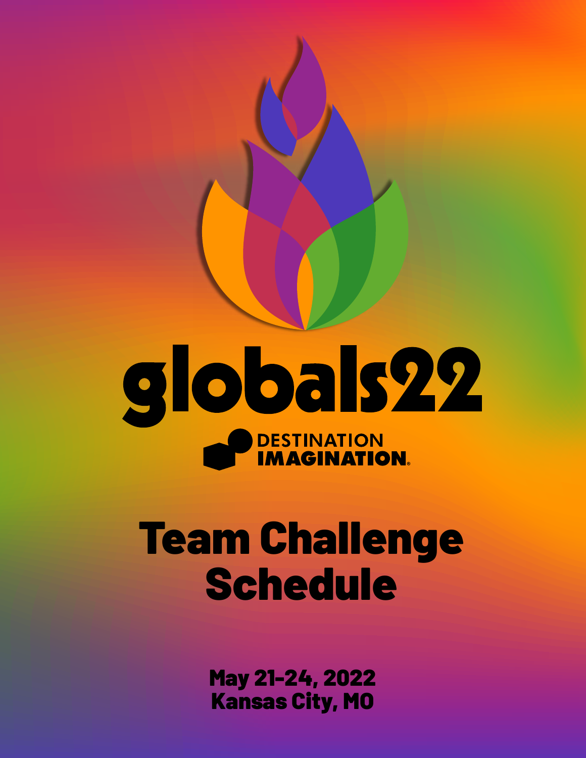# globals22

DESTINATION IMAGINATION

# Team Challenge Schedule

**May 21-24, 2022**
**Kansas City, MO**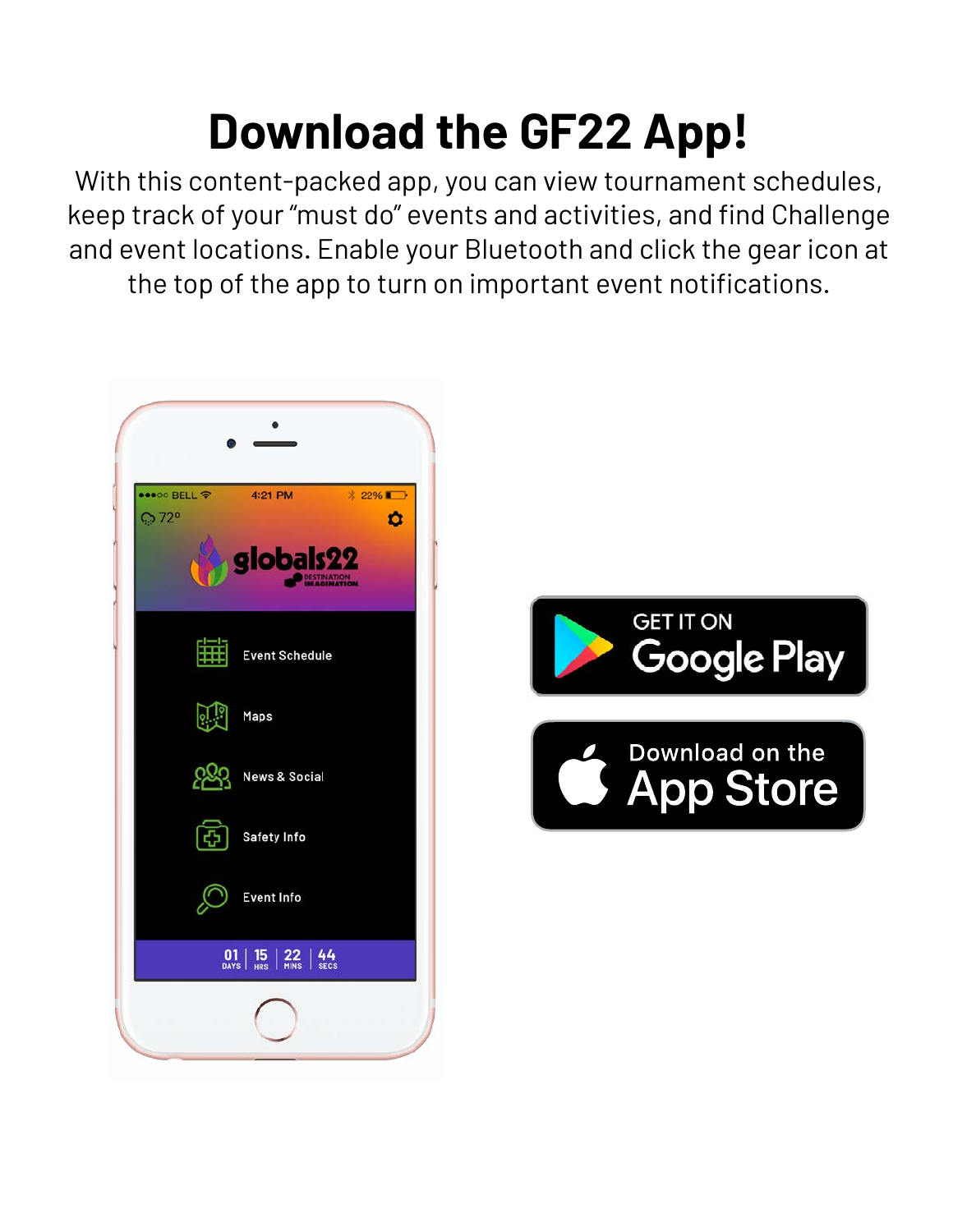# Download the GF22 App!

With this content-packed app, you can view tournament schedules, keep track of your "must do" events and activities, and find Challenge and event locations. Enable your Bluetooth and click the gear icon at the top of the app to turn on important event notifications.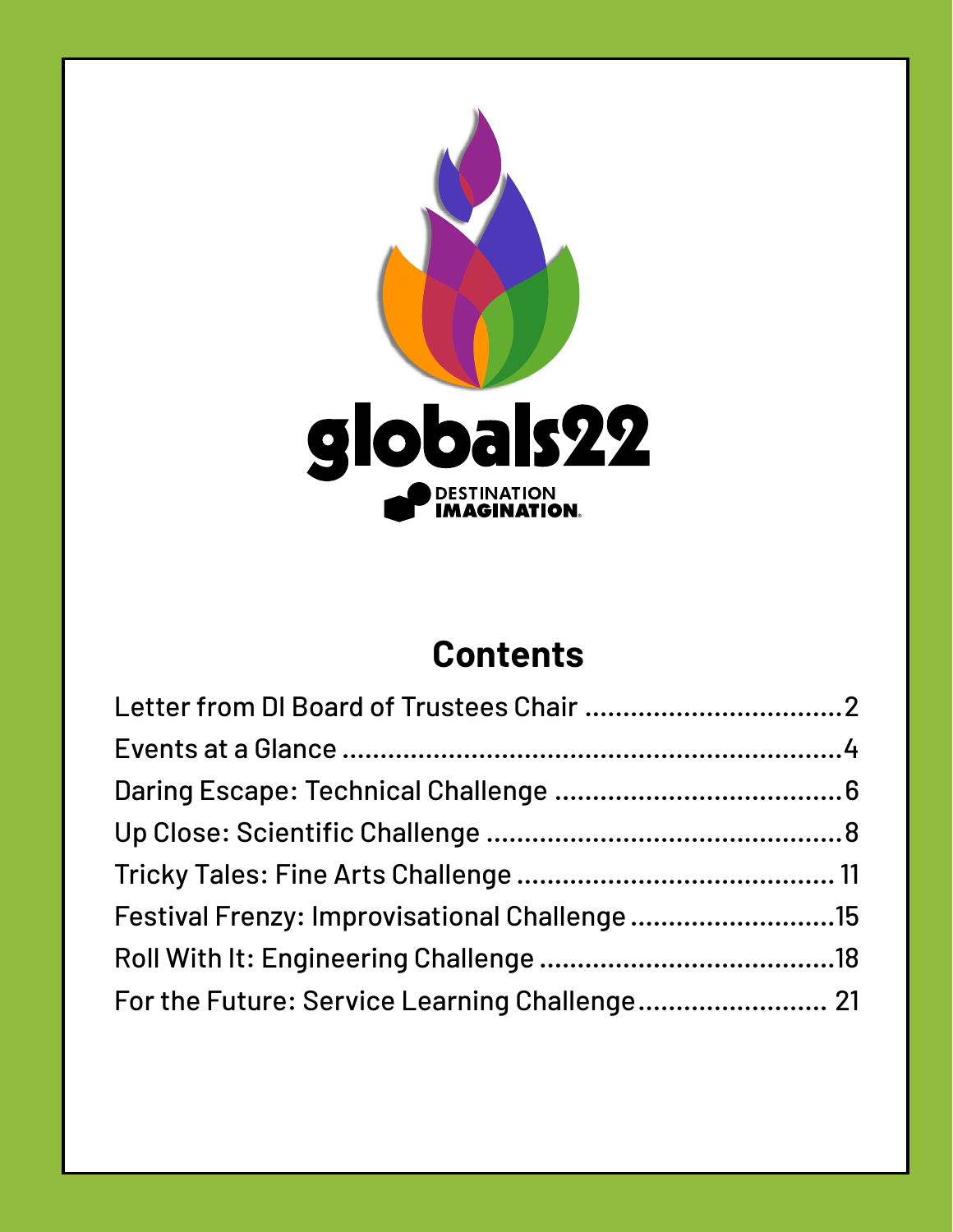globals22

DESTINATION IMAGINATION

## Contents

Letter from DI Board of Trustees Chair ..................................2

Events at a Glance ..................................................................4

Daring Escape: Technical Challenge ......................................6

Up Close: Scientific Challenge ................................................8

Tricky Tales: Fine Arts Challenge .......................................... 11

Festival Frenzy: Improvisational Challenge ...........................15

Roll With It: Engineering Challenge .......................................18

For the Future: Service Learning Challenge.......................... 21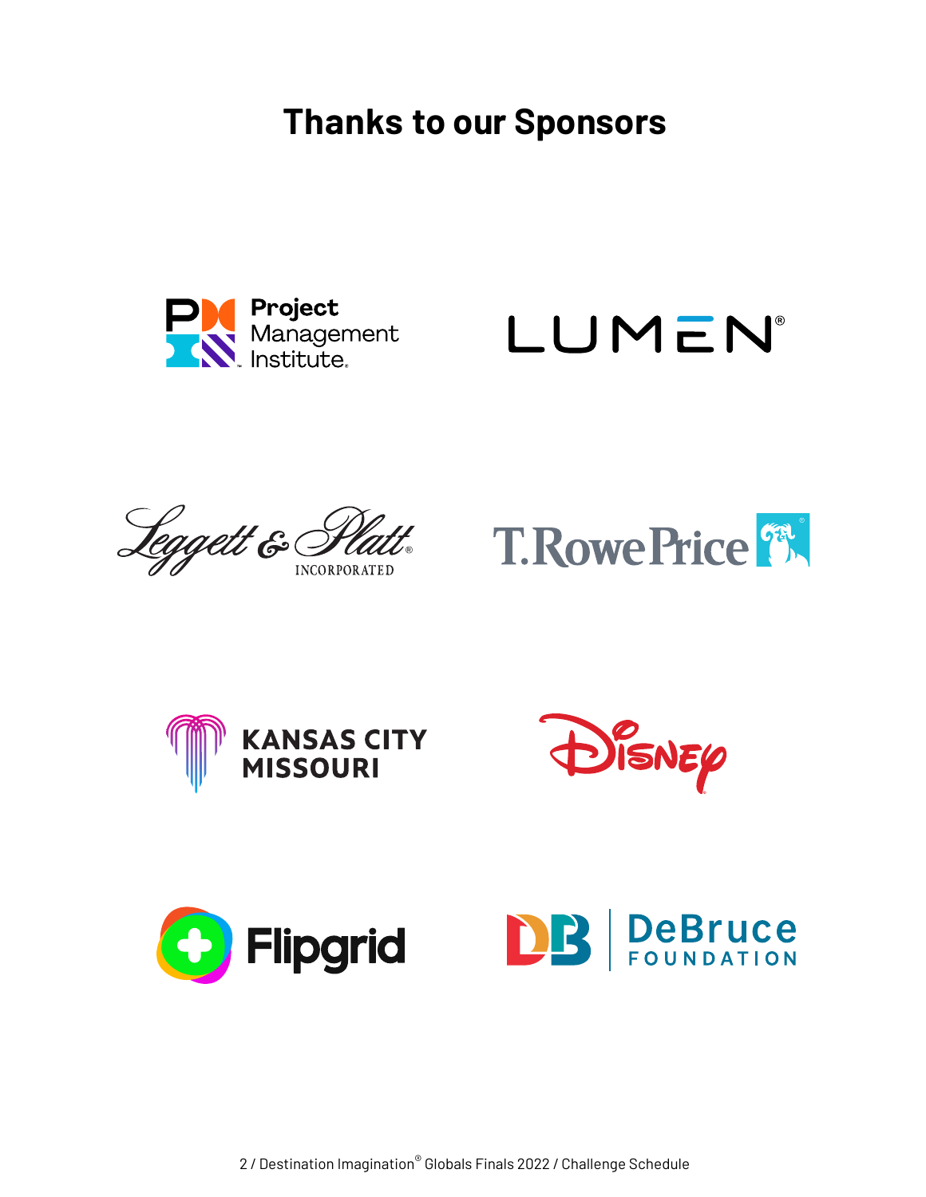# Thanks to our Sponsors

Project Management Institute

LUMEN

Leggett & Platt INCORPORATED

T.RowePrice

KANSAS CITY MISSOURI

Disney

Flipgrid

DeBruce FOUNDATION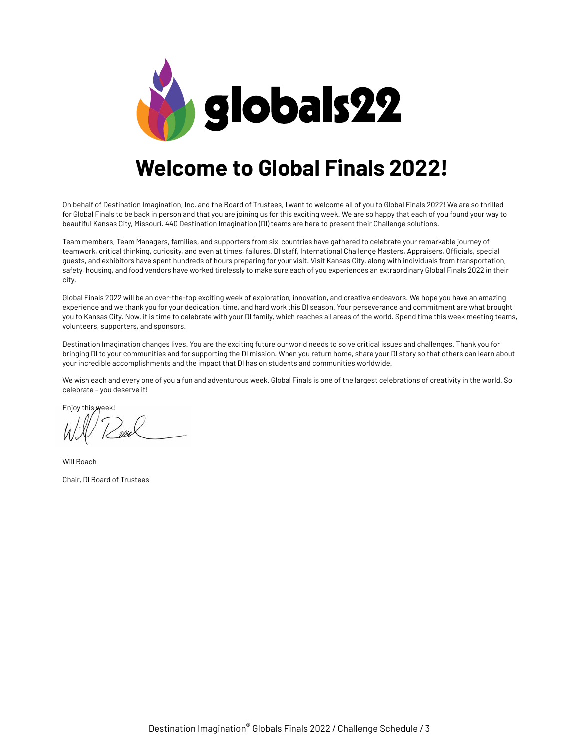globals22

# Welcome to Global Finals 2022!

On behalf of Destination Imagination, Inc. and the Board of Trustees, I want to welcome all of you to Global Finals 2022! We are so thrilled for Global Finals to be back in person and that you are joining us for this exciting week. We are so happy that each of you found your way to beautiful Kansas City, Missouri. 440 Destination Imagination (DI) teams are here to present their Challenge solutions.

Team members, Team Managers, families, and supporters from six countries have gathered to celebrate your remarkable journey of teamwork, critical thinking, curiosity, and even at times, failures. DI staff, International Challenge Masters, Appraisers, Officials, special guests, and exhibitors have spent hundreds of hours preparing for your visit. Visit Kansas City, along with individuals from transportation, safety, housing, and food vendors have worked tirelessly to make sure each of you experiences an extraordinary Global Finals 2022 in their city.

Global Finals 2022 will be an over-the-top exciting week of exploration, innovation, and creative endeavors. We hope you have an amazing experience and we thank you for your dedication, time, and hard work this DI season. Your perseverance and commitment are what brought you to Kansas City. Now, it is time to celebrate with your DI family, which reaches all areas of the world. Spend time this week meeting teams, volunteers, supporters, and sponsors.

Destination Imagination changes lives. You are the exciting future our world needs to solve critical issues and challenges. Thank you for bringing DI to your communities and for supporting the DI mission. When you return home, share your DI story so that others can learn about your incredible accomplishments and the impact that DI has on students and communities worldwide.

We wish each and every one of you a fun and adventurous week. Global Finals is one of the largest celebrations of creativity in the world. So celebrate – you deserve it!

Enjoy this week!

Will Roach

Chair, DI Board of Trustees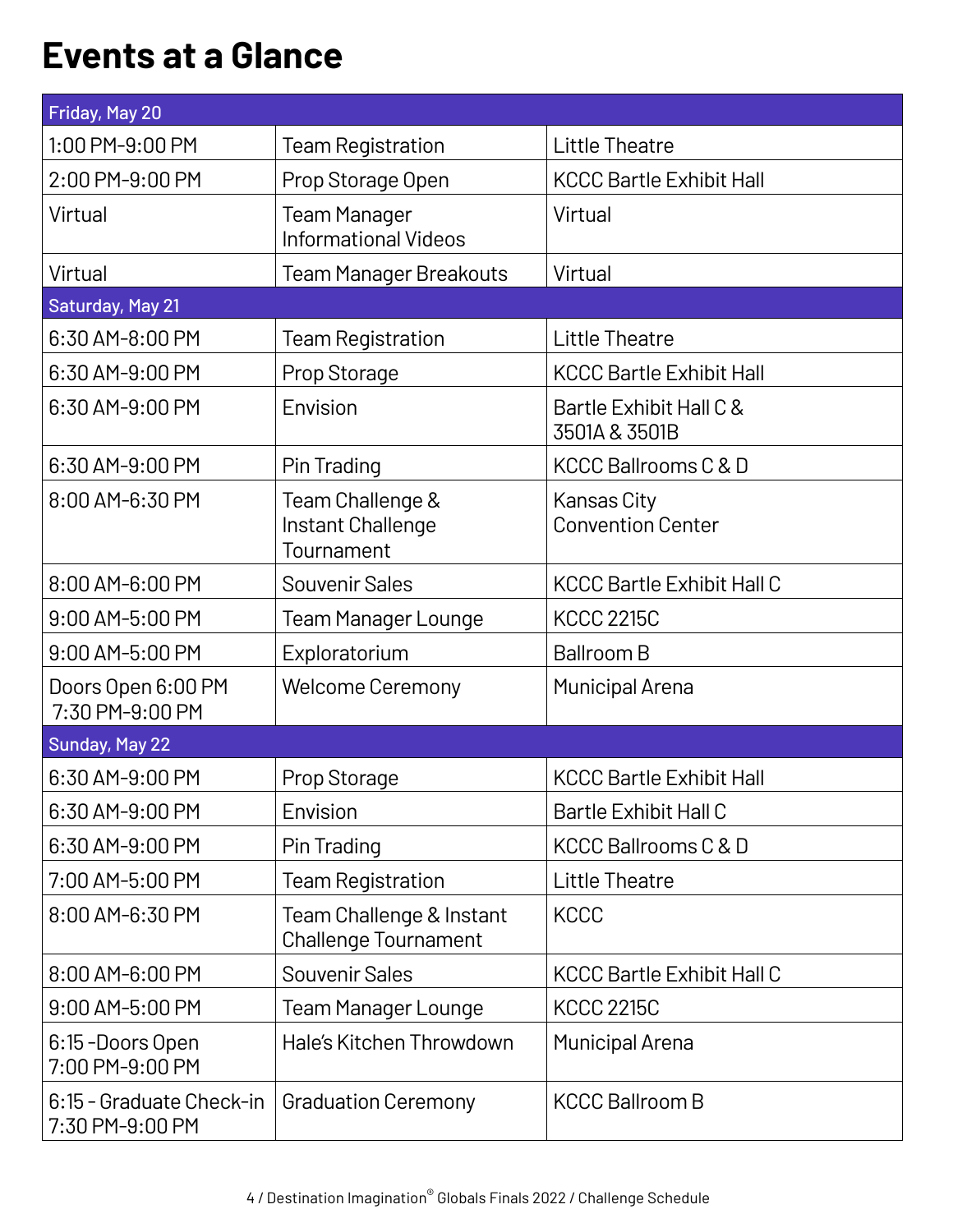# Events at a Glance

| Friday, May 20 | | |
|---|---|---|
| 1:00 PM-9:00 PM | Team Registration | Little Theatre |
| 2:00 PM-9:00 PM | Prop Storage Open | KCCC Bartle Exhibit Hall |
| Virtual | Team Manager Informational Videos | Virtual |
| Virtual | Team Manager Breakouts | Virtual |
| **Saturday, May 21** | | |
| 6:30 AM-8:00 PM | Team Registration | Little Theatre |
| 6:30 AM-9:00 PM | Prop Storage | KCCC Bartle Exhibit Hall |
| 6:30 AM-9:00 PM | Envision | Bartle Exhibit Hall C & 3501A & 3501B |
| 6:30 AM-9:00 PM | Pin Trading | KCCC Ballrooms C & D |
| 8:00 AM-6:30 PM | Team Challenge & Instant Challenge Tournament | Kansas City Convention Center |
| 8:00 AM-6:00 PM | Souvenir Sales | KCCC Bartle Exhibit Hall C |
| 9:00 AM-5:00 PM | Team Manager Lounge | KCCC 2215C |
| 9:00 AM-5:00 PM | Exploratorium | Ballroom B |
| Doors Open 6:00 PM 7:30 PM-9:00 PM | Welcome Ceremony | Municipal Arena |
| **Sunday, May 22** | | |
| 6:30 AM-9:00 PM | Prop Storage | KCCC Bartle Exhibit Hall |
| 6:30 AM-9:00 PM | Envision | Bartle Exhibit Hall C |
| 6:30 AM-9:00 PM | Pin Trading | KCCC Ballrooms C & D |
| 7:00 AM-5:00 PM | Team Registration | Little Theatre |
| 8:00 AM-6:30 PM | Team Challenge & Instant Challenge Tournament | KCCC |
| 8:00 AM-6:00 PM | Souvenir Sales | KCCC Bartle Exhibit Hall C |
| 9:00 AM-5:00 PM | Team Manager Lounge | KCCC 2215C |
| 6:15 -Doors Open 7:00 PM-9:00 PM | Hale's Kitchen Throwdown | Municipal Arena |
| 6:15 - Graduate Check-in 7:30 PM-9:00 PM | Graduation Ceremony | KCCC Ballroom B |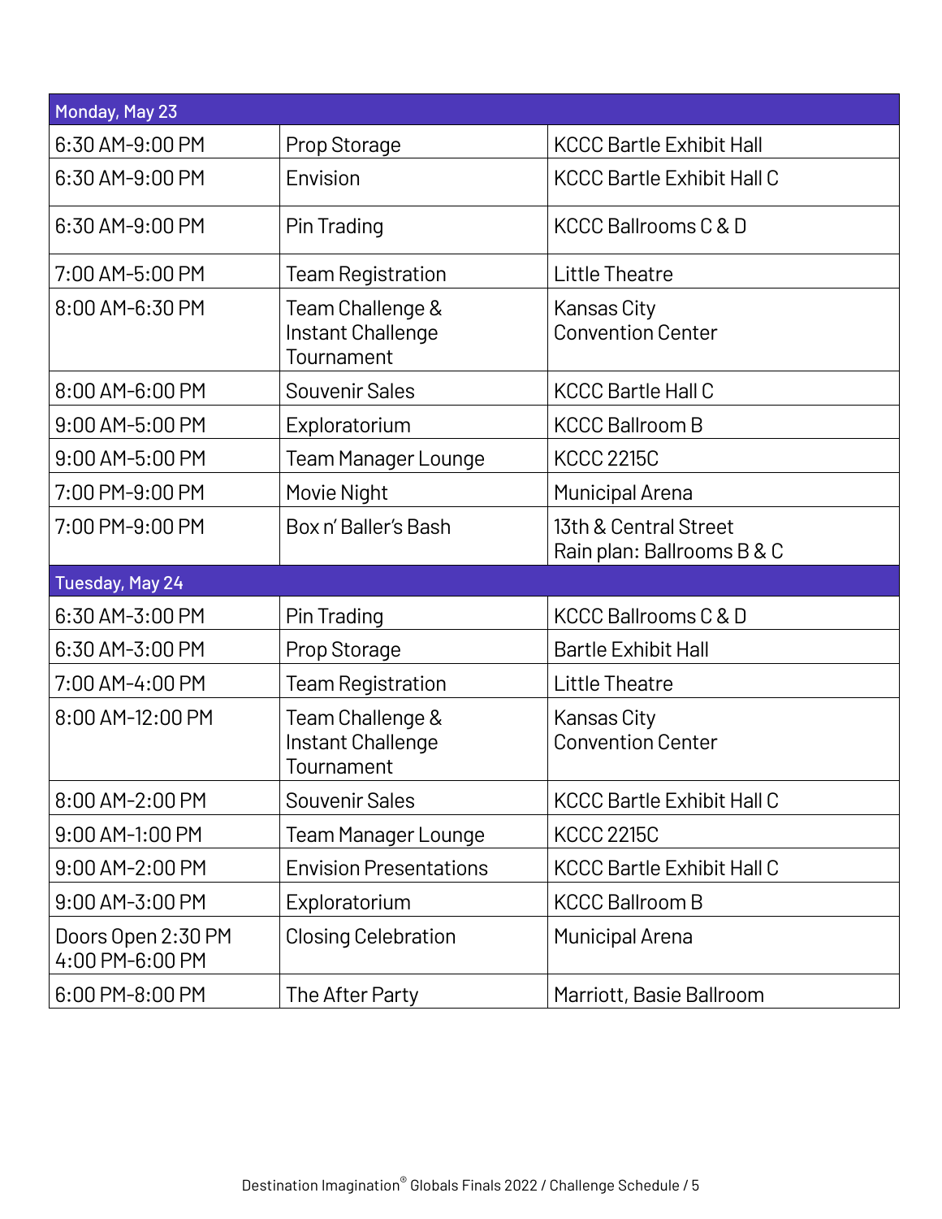| Monday, May 23 | | |
|---|---|---|
| 6:30 AM-9:00 PM | Prop Storage | KCCC Bartle Exhibit Hall |
| 6:30 AM-9:00 PM | Envision | KCCC Bartle Exhibit Hall C |
| 6:30 AM-9:00 PM | Pin Trading | KCCC Ballrooms C & D |
| 7:00 AM-5:00 PM | Team Registration | Little Theatre |
| 8:00 AM-6:30 PM | Team Challenge & Instant Challenge Tournament | Kansas City Convention Center |
| 8:00 AM-6:00 PM | Souvenir Sales | KCCC Bartle Hall C |
| 9:00 AM-5:00 PM | Exploratorium | KCCC Ballroom B |
| 9:00 AM-5:00 PM | Team Manager Lounge | KCCC 2215C |
| 7:00 PM-9:00 PM | Movie Night | Municipal Arena |
| 7:00 PM-9:00 PM | Box n' Baller's Bash | 13th & Central Street<br>Rain plan: Ballrooms B & C |
| **Tuesday, May 24** | | |
| 6:30 AM-3:00 PM | Pin Trading | KCCC Ballrooms C & D |
| 6:30 AM-3:00 PM | Prop Storage | Bartle Exhibit Hall |
| 7:00 AM-4:00 PM | Team Registration | Little Theatre |
| 8:00 AM-12:00 PM | Team Challenge & Instant Challenge Tournament | Kansas City Convention Center |
| 8:00 AM-2:00 PM | Souvenir Sales | KCCC Bartle Exhibit Hall C |
| 9:00 AM-1:00 PM | Team Manager Lounge | KCCC 2215C |
| 9:00 AM-2:00 PM | Envision Presentations | KCCC Bartle Exhibit Hall C |
| 9:00 AM-3:00 PM | Exploratorium | KCCC Ballroom B |
| Doors Open 2:30 PM<br>4:00 PM-6:00 PM | Closing Celebration | Municipal Arena |
| 6:00 PM-8:00 PM | The After Party | Marriott, Basie Ballroom |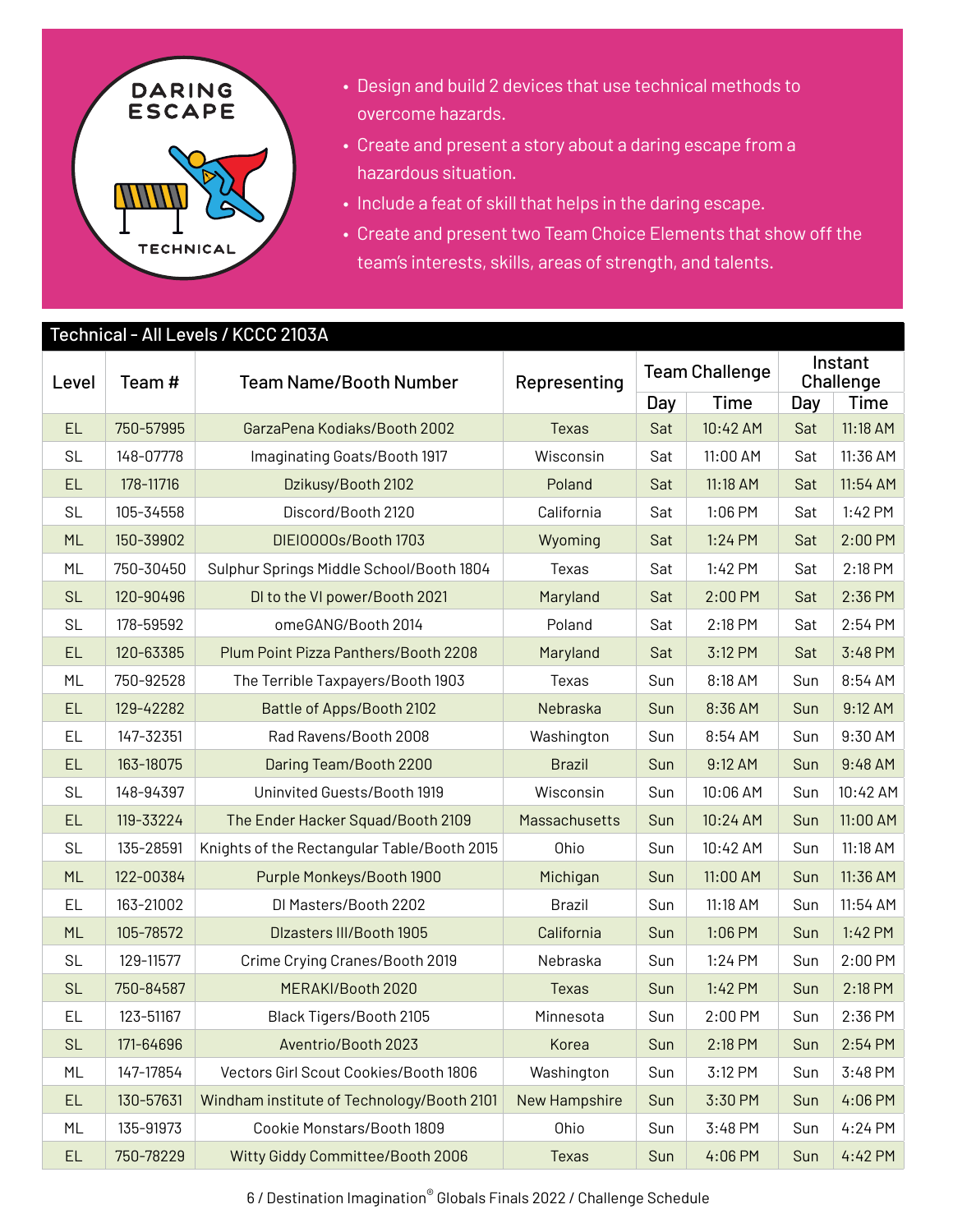DARING ESCAPE

TECHNICAL

- Design and build 2 devices that use technical methods to overcome hazards.
- Create and present a story about a daring escape from a hazardous situation.
- Include a feat of skill that helps in the daring escape.
- Create and present two Team Choice Elements that show off the team's interests, skills, areas of strength, and talents.

## Technical - All Levels / KCCC 2103A

| Level | Team # | Team Name/Booth Number | Representing | Team Challenge | | Instant Challenge | |
|---|---|---|---|---|---|---|---|
| | | | | Day | Time | Day | Time |
| EL | 750-57995 | GarzaPena Kodiaks/Booth 2002 | Texas | Sat | 10:42 AM | Sat | 11:18 AM |
| SL | 148-07778 | Imaginating Goats/Booth 1917 | Wisconsin | Sat | 11:00 AM | Sat | 11:36 AM |
| EL | 178-11716 | Dzikusy/Booth 2102 | Poland | Sat | 11:18 AM | Sat | 11:54 AM |
| SL | 105-34558 | Discord/Booth 2120 | California | Sat | 1:06 PM | Sat | 1:42 PM |
| ML | 150-39902 | DIEIOOOOs/Booth 1703 | Wyoming | Sat | 1:24 PM | Sat | 2:00 PM |
| ML | 750-30450 | Sulphur Springs Middle School/Booth 1804 | Texas | Sat | 1:42 PM | Sat | 2:18 PM |
| SL | 120-90496 | DI to the VI power/Booth 2021 | Maryland | Sat | 2:00 PM | Sat | 2:36 PM |
| SL | 178-59592 | omeGANG/Booth 2014 | Poland | Sat | 2:18 PM | Sat | 2:54 PM |
| EL | 120-63385 | Plum Point Pizza Panthers/Booth 2208 | Maryland | Sat | 3:12 PM | Sat | 3:48 PM |
| ML | 750-92528 | The Terrible Taxpayers/Booth 1903 | Texas | Sun | 8:18 AM | Sun | 8:54 AM |
| EL | 129-42282 | Battle of Apps/Booth 2102 | Nebraska | Sun | 8:36 AM | Sun | 9:12 AM |
| EL | 147-32351 | Rad Ravens/Booth 2008 | Washington | Sun | 8:54 AM | Sun | 9:30 AM |
| EL | 163-18075 | Daring Team/Booth 2200 | Brazil | Sun | 9:12 AM | Sun | 9:48 AM |
| SL | 148-94397 | Uninvited Guests/Booth 1919 | Wisconsin | Sun | 10:06 AM | Sun | 10:42 AM |
| EL | 119-33224 | The Ender Hacker Squad/Booth 2109 | Massachusetts | Sun | 10:24 AM | Sun | 11:00 AM |
| SL | 135-28591 | Knights of the Rectangular Table/Booth 2015 | Ohio | Sun | 10:42 AM | Sun | 11:18 AM |
| ML | 122-00384 | Purple Monkeys/Booth 1900 | Michigan | Sun | 11:00 AM | Sun | 11:36 AM |
| EL | 163-21002 | DI Masters/Booth 2202 | Brazil | Sun | 11:18 AM | Sun | 11:54 AM |
| ML | 105-78572 | DIzasters III/Booth 1905 | California | Sun | 1:06 PM | Sun | 1:42 PM |
| SL | 129-11577 | Crime Crying Cranes/Booth 2019 | Nebraska | Sun | 1:24 PM | Sun | 2:00 PM |
| SL | 750-84587 | MERAKI/Booth 2020 | Texas | Sun | 1:42 PM | Sun | 2:18 PM |
| EL | 123-51167 | Black Tigers/Booth 2105 | Minnesota | Sun | 2:00 PM | Sun | 2:36 PM |
| SL | 171-64696 | Aventrio/Booth 2023 | Korea | Sun | 2:18 PM | Sun | 2:54 PM |
| ML | 147-17854 | Vectors Girl Scout Cookies/Booth 1806 | Washington | Sun | 3:12 PM | Sun | 3:48 PM |
| EL | 130-57631 | Windham institute of Technology/Booth 2101 | New Hampshire | Sun | 3:30 PM | Sun | 4:06 PM |
| ML | 135-91973 | Cookie Monstars/Booth 1809 | Ohio | Sun | 3:48 PM | Sun | 4:24 PM |
| EL | 750-78229 | Witty Giddy Committee/Booth 2006 | Texas | Sun | 4:06 PM | Sun | 4:42 PM |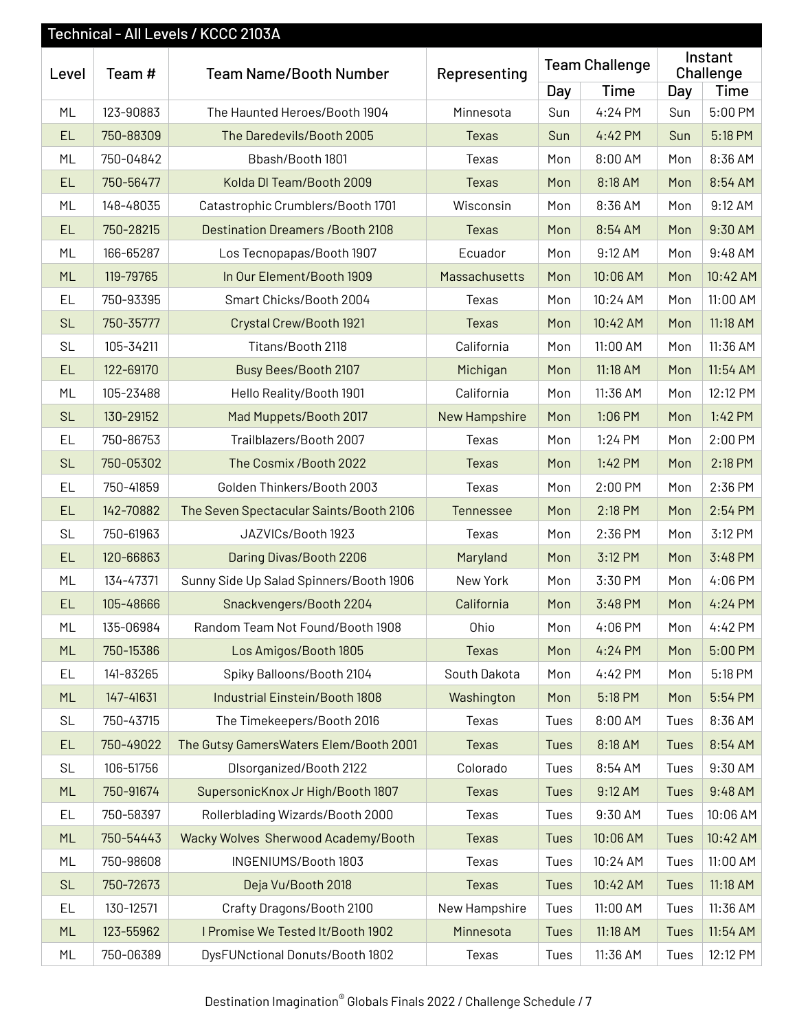## Technical - All Levels / KCCC 2103A

| Level | Team # | Team Name/Booth Number | Representing | Team Challenge | | Instant Challenge | |
|---|---|---|---|---|---|---|---|
| | | | | Day | Time | Day | Time |
| ML | 123-90883 | The Haunted Heroes/Booth 1904 | Minnesota | Sun | 4:24 PM | Sun | 5:00 PM |
| EL | 750-88309 | The Daredevils/Booth 2005 | Texas | Sun | 4:42 PM | Sun | 5:18 PM |
| ML | 750-04842 | Bbash/Booth 1801 | Texas | Mon | 8:00 AM | Mon | 8:36 AM |
| EL | 750-56477 | Kolda DI Team/Booth 2009 | Texas | Mon | 8:18 AM | Mon | 8:54 AM |
| ML | 148-48035 | Catastrophic Crumblers/Booth 1701 | Wisconsin | Mon | 8:36 AM | Mon | 9:12 AM |
| EL | 750-28215 | Destination Dreamers /Booth 2108 | Texas | Mon | 8:54 AM | Mon | 9:30 AM |
| ML | 166-65287 | Los Tecnopapas/Booth 1907 | Ecuador | Mon | 9:12 AM | Mon | 9:48 AM |
| ML | 119-79765 | In Our Element/Booth 1909 | Massachusetts | Mon | 10:06 AM | Mon | 10:42 AM |
| EL | 750-93395 | Smart Chicks/Booth 2004 | Texas | Mon | 10:24 AM | Mon | 11:00 AM |
| SL | 750-35777 | Crystal Crew/Booth 1921 | Texas | Mon | 10:42 AM | Mon | 11:18 AM |
| SL | 105-34211 | Titans/Booth 2118 | California | Mon | 11:00 AM | Mon | 11:36 AM |
| EL | 122-69170 | Busy Bees/Booth 2107 | Michigan | Mon | 11:18 AM | Mon | 11:54 AM |
| ML | 105-23488 | Hello Reality/Booth 1901 | California | Mon | 11:36 AM | Mon | 12:12 PM |
| SL | 130-29152 | Mad Muppets/Booth 2017 | New Hampshire | Mon | 1:06 PM | Mon | 1:42 PM |
| EL | 750-86753 | Trailblazers/Booth 2007 | Texas | Mon | 1:24 PM | Mon | 2:00 PM |
| SL | 750-05302 | The Cosmix /Booth 2022 | Texas | Mon | 1:42 PM | Mon | 2:18 PM |
| EL | 750-41859 | Golden Thinkers/Booth 2003 | Texas | Mon | 2:00 PM | Mon | 2:36 PM |
| EL | 142-70882 | The Seven Spectacular Saints/Booth 2106 | Tennessee | Mon | 2:18 PM | Mon | 2:54 PM |
| SL | 750-61963 | JAZVICs/Booth 1923 | Texas | Mon | 2:36 PM | Mon | 3:12 PM |
| EL | 120-66863 | Daring Divas/Booth 2206 | Maryland | Mon | 3:12 PM | Mon | 3:48 PM |
| ML | 134-47371 | Sunny Side Up Salad Spinners/Booth 1906 | New York | Mon | 3:30 PM | Mon | 4:06 PM |
| EL | 105-48666 | Snackvengers/Booth 2204 | California | Mon | 3:48 PM | Mon | 4:24 PM |
| ML | 135-06984 | Random Team Not Found/Booth 1908 | Ohio | Mon | 4:06 PM | Mon | 4:42 PM |
| ML | 750-15386 | Los Amigos/Booth 1805 | Texas | Mon | 4:24 PM | Mon | 5:00 PM |
| EL | 141-83265 | Spiky Balloons/Booth 2104 | South Dakota | Mon | 4:42 PM | Mon | 5:18 PM |
| ML | 147-41631 | Industrial Einstein/Booth 1808 | Washington | Mon | 5:18 PM | Mon | 5:54 PM |
| SL | 750-43715 | The Timekeepers/Booth 2016 | Texas | Tues | 8:00 AM | Tues | 8:36 AM |
| EL | 750-49022 | The Gutsy GamersWaters Elem/Booth 2001 | Texas | Tues | 8:18 AM | Tues | 8:54 AM |
| SL | 106-51756 | DIsorganized/Booth 2122 | Colorado | Tues | 8:54 AM | Tues | 9:30 AM |
| ML | 750-91674 | SupersonicKnox Jr High/Booth 1807 | Texas | Tues | 9:12 AM | Tues | 9:48 AM |
| EL | 750-58397 | Rollerblading Wizards/Booth 2000 | Texas | Tues | 9:30 AM | Tues | 10:06 AM |
| ML | 750-54443 | Wacky Wolves Sherwood Academy/Booth | Texas | Tues | 10:06 AM | Tues | 10:42 AM |
| ML | 750-98608 | INGENIUMS/Booth 1803 | Texas | Tues | 10:24 AM | Tues | 11:00 AM |
| SL | 750-72673 | Deja Vu/Booth 2018 | Texas | Tues | 10:42 AM | Tues | 11:18 AM |
| EL | 130-12571 | Crafty Dragons/Booth 2100 | New Hampshire | Tues | 11:00 AM | Tues | 11:36 AM |
| ML | 123-55962 | I Promise We Tested It/Booth 1902 | Minnesota | Tues | 11:18 AM | Tues | 11:54 AM |
| ML | 750-06389 | DysFUNctional Donuts/Booth 1802 | Texas | Tues | 11:36 AM | Tues | 12:12 PM |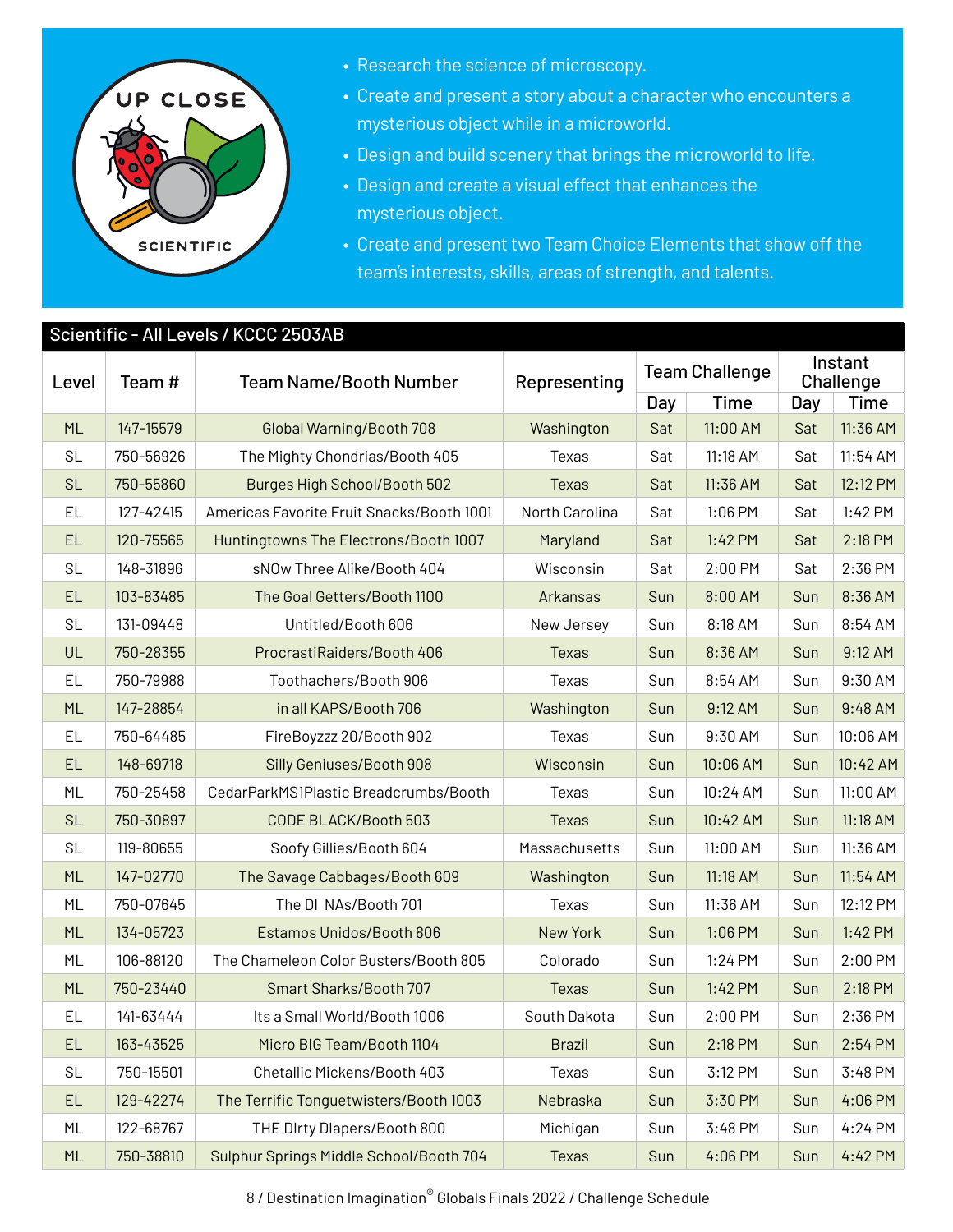UP CLOSE

SCIENTIFIC

- Research the science of microscopy.
- Create and present a story about a character who encounters a mysterious object while in a microworld.
- Design and build scenery that brings the microworld to life.
- Design and create a visual effect that enhances the mysterious object.
- Create and present two Team Choice Elements that show off the team's interests, skills, areas of strength, and talents.

## Scientific - All Levels / KCCC 2503AB

| Level | Team # | Team Name/Booth Number | Representing | Team Challenge | | Instant Challenge | |
|---|---|---|---|---|---|---|---|
| | | | | Day | Time | Day | Time |
| ML | 147-15579 | Global Warning/Booth 708 | Washington | Sat | 11:00 AM | Sat | 11:36 AM |
| SL | 750-56926 | The Mighty Chondrias/Booth 405 | Texas | Sat | 11:18 AM | Sat | 11:54 AM |
| SL | 750-55860 | Burges High School/Booth 502 | Texas | Sat | 11:36 AM | Sat | 12:12 PM |
| EL | 127-42415 | Americas Favorite Fruit Snacks/Booth 1001 | North Carolina | Sat | 1:06 PM | Sat | 1:42 PM |
| EL | 120-75565 | Huntingtowns The Electrons/Booth 1007 | Maryland | Sat | 1:42 PM | Sat | 2:18 PM |
| SL | 148-31896 | sNOw Three Alike/Booth 404 | Wisconsin | Sat | 2:00 PM | Sat | 2:36 PM |
| EL | 103-83485 | The Goal Getters/Booth 1100 | Arkansas | Sun | 8:00 AM | Sun | 8:36 AM |
| SL | 131-09448 | Untitled/Booth 606 | New Jersey | Sun | 8:18 AM | Sun | 8:54 AM |
| UL | 750-28355 | ProcrastiRaiders/Booth 406 | Texas | Sun | 8:36 AM | Sun | 9:12 AM |
| EL | 750-79988 | Toothachers/Booth 906 | Texas | Sun | 8:54 AM | Sun | 9:30 AM |
| ML | 147-28854 | in all KAPS/Booth 706 | Washington | Sun | 9:12 AM | Sun | 9:48 AM |
| EL | 750-64485 | FireBoyzzz 20/Booth 902 | Texas | Sun | 9:30 AM | Sun | 10:06 AM |
| EL | 148-69718 | Silly Geniuses/Booth 908 | Wisconsin | Sun | 10:06 AM | Sun | 10:42 AM |
| ML | 750-25458 | CedarParkMS1Plastic Breadcrumbs/Booth | Texas | Sun | 10:24 AM | Sun | 11:00 AM |
| SL | 750-30897 | CODE BLACK/Booth 503 | Texas | Sun | 10:42 AM | Sun | 11:18 AM |
| SL | 119-80655 | Soofy Gillies/Booth 604 | Massachusetts | Sun | 11:00 AM | Sun | 11:36 AM |
| ML | 147-02770 | The Savage Cabbages/Booth 609 | Washington | Sun | 11:18 AM | Sun | 11:54 AM |
| ML | 750-07645 | The DI NAs/Booth 701 | Texas | Sun | 11:36 AM | Sun | 12:12 PM |
| ML | 134-05723 | Estamos Unidos/Booth 806 | New York | Sun | 1:06 PM | Sun | 1:42 PM |
| ML | 106-88120 | The Chameleon Color Busters/Booth 805 | Colorado | Sun | 1:24 PM | Sun | 2:00 PM |
| ML | 750-23440 | Smart Sharks/Booth 707 | Texas | Sun | 1:42 PM | Sun | 2:18 PM |
| EL | 141-63444 | Its a Small World/Booth 1006 | South Dakota | Sun | 2:00 PM | Sun | 2:36 PM |
| EL | 163-43525 | Micro BIG Team/Booth 1104 | Brazil | Sun | 2:18 PM | Sun | 2:54 PM |
| SL | 750-15501 | Chetallic Mickens/Booth 403 | Texas | Sun | 3:12 PM | Sun | 3:48 PM |
| EL | 129-42274 | The Terrific Tonguetwisters/Booth 1003 | Nebraska | Sun | 3:30 PM | Sun | 4:06 PM |
| ML | 122-68767 | THE DIrty DIapers/Booth 800 | Michigan | Sun | 3:48 PM | Sun | 4:24 PM |
| ML | 750-38810 | Sulphur Springs Middle School/Booth 704 | Texas | Sun | 4:06 PM | Sun | 4:42 PM |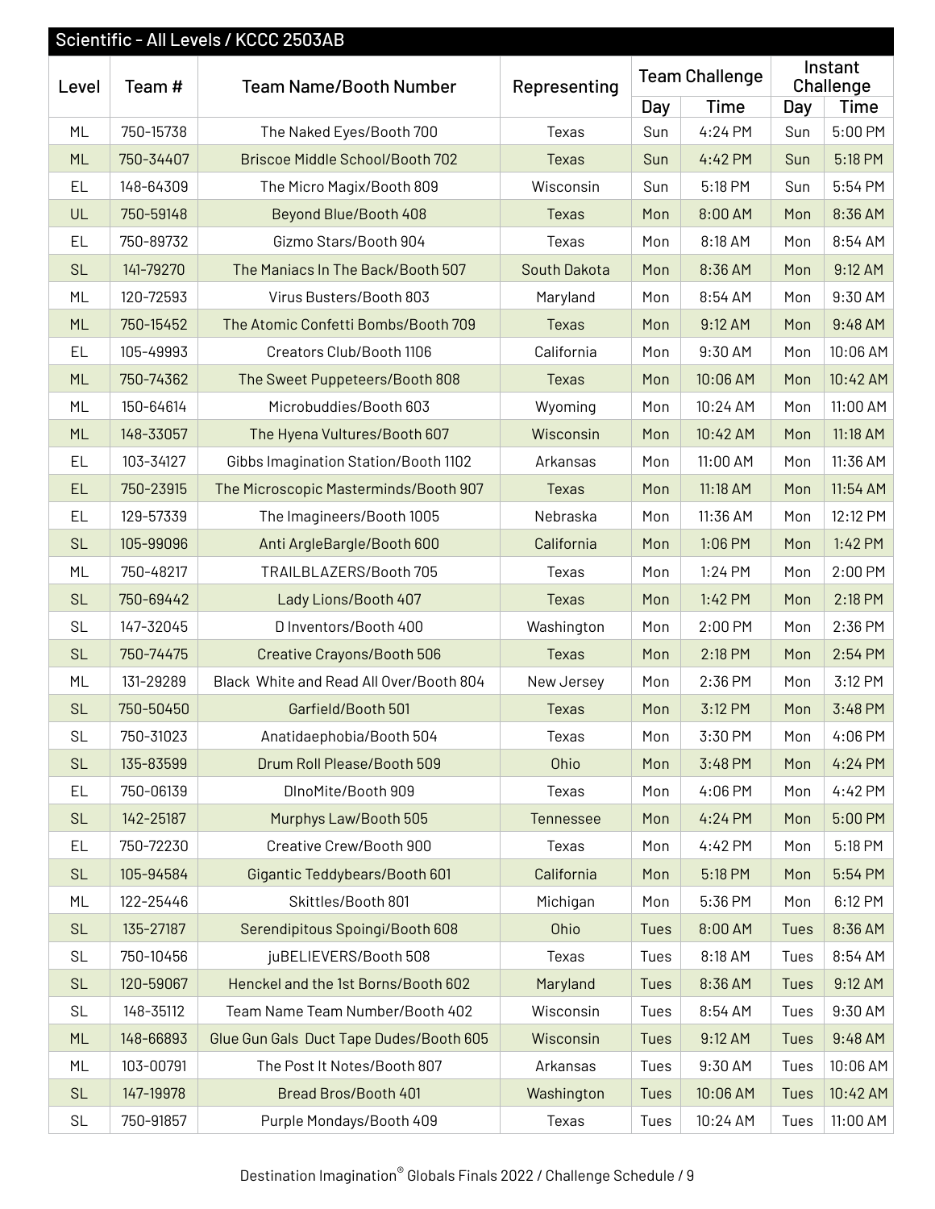## Scientific - All Levels / KCCC 2503AB

| Level | Team # | Team Name/Booth Number | Representing | Team Challenge | | Instant Challenge | |
|---|---|---|---|---|---|---|---|
| | | | | Day | Time | Day | Time |
| ML | 750-15738 | The Naked Eyes/Booth 700 | Texas | Sun | 4:24 PM | Sun | 5:00 PM |
| ML | 750-34407 | Briscoe Middle School/Booth 702 | Texas | Sun | 4:42 PM | Sun | 5:18 PM |
| EL | 148-64309 | The Micro Magix/Booth 809 | Wisconsin | Sun | 5:18 PM | Sun | 5:54 PM |
| UL | 750-59148 | Beyond Blue/Booth 408 | Texas | Mon | 8:00 AM | Mon | 8:36 AM |
| EL | 750-89732 | Gizmo Stars/Booth 904 | Texas | Mon | 8:18 AM | Mon | 8:54 AM |
| SL | 141-79270 | The Maniacs In The Back/Booth 507 | South Dakota | Mon | 8:36 AM | Mon | 9:12 AM |
| ML | 120-72593 | Virus Busters/Booth 803 | Maryland | Mon | 8:54 AM | Mon | 9:30 AM |
| ML | 750-15452 | The Atomic Confetti Bombs/Booth 709 | Texas | Mon | 9:12 AM | Mon | 9:48 AM |
| EL | 105-49993 | Creators Club/Booth 1106 | California | Mon | 9:30 AM | Mon | 10:06 AM |
| ML | 750-74362 | The Sweet Puppeteers/Booth 808 | Texas | Mon | 10:06 AM | Mon | 10:42 AM |
| ML | 150-64614 | Microbuddies/Booth 603 | Wyoming | Mon | 10:24 AM | Mon | 11:00 AM |
| ML | 148-33057 | The Hyena Vultures/Booth 607 | Wisconsin | Mon | 10:42 AM | Mon | 11:18 AM |
| EL | 103-34127 | Gibbs Imagination Station/Booth 1102 | Arkansas | Mon | 11:00 AM | Mon | 11:36 AM |
| EL | 750-23915 | The Microscopic Masterminds/Booth 907 | Texas | Mon | 11:18 AM | Mon | 11:54 AM |
| EL | 129-57339 | The Imagineers/Booth 1005 | Nebraska | Mon | 11:36 AM | Mon | 12:12 PM |
| SL | 105-99096 | Anti ArgleBargle/Booth 600 | California | Mon | 1:06 PM | Mon | 1:42 PM |
| ML | 750-48217 | TRAILBLAZERS/Booth 705 | Texas | Mon | 1:24 PM | Mon | 2:00 PM |
| SL | 750-69442 | Lady Lions/Booth 407 | Texas | Mon | 1:42 PM | Mon | 2:18 PM |
| SL | 147-32045 | D Inventors/Booth 400 | Washington | Mon | 2:00 PM | Mon | 2:36 PM |
| SL | 750-74475 | Creative Crayons/Booth 506 | Texas | Mon | 2:18 PM | Mon | 2:54 PM |
| ML | 131-29289 | Black White and Read All Over/Booth 804 | New Jersey | Mon | 2:36 PM | Mon | 3:12 PM |
| SL | 750-50450 | Garfield/Booth 501 | Texas | Mon | 3:12 PM | Mon | 3:48 PM |
| SL | 750-31023 | Anatidaephobia/Booth 504 | Texas | Mon | 3:30 PM | Mon | 4:06 PM |
| SL | 135-83599 | Drum Roll Please/Booth 509 | Ohio | Mon | 3:48 PM | Mon | 4:24 PM |
| EL | 750-06139 | DInoMite/Booth 909 | Texas | Mon | 4:06 PM | Mon | 4:42 PM |
| SL | 142-25187 | Murphys Law/Booth 505 | Tennessee | Mon | 4:24 PM | Mon | 5:00 PM |
| EL | 750-72230 | Creative Crew/Booth 900 | Texas | Mon | 4:42 PM | Mon | 5:18 PM |
| SL | 105-94584 | Gigantic Teddybears/Booth 601 | California | Mon | 5:18 PM | Mon | 5:54 PM |
| ML | 122-25446 | Skittles/Booth 801 | Michigan | Mon | 5:36 PM | Mon | 6:12 PM |
| SL | 135-27187 | Serendipitous Spoingi/Booth 608 | Ohio | Tues | 8:00 AM | Tues | 8:36 AM |
| SL | 750-10456 | juBELIEVERS/Booth 508 | Texas | Tues | 8:18 AM | Tues | 8:54 AM |
| SL | 120-59067 | Henckel and the 1st Borns/Booth 602 | Maryland | Tues | 8:36 AM | Tues | 9:12 AM |
| SL | 148-35112 | Team Name Team Number/Booth 402 | Wisconsin | Tues | 8:54 AM | Tues | 9:30 AM |
| ML | 148-66893 | Glue Gun Gals Duct Tape Dudes/Booth 605 | Wisconsin | Tues | 9:12 AM | Tues | 9:48 AM |
| ML | 103-00791 | The Post It Notes/Booth 807 | Arkansas | Tues | 9:30 AM | Tues | 10:06 AM |
| SL | 147-19978 | Bread Bros/Booth 401 | Washington | Tues | 10:06 AM | Tues | 10:42 AM |
| SL | 750-91857 | Purple Mondays/Booth 409 | Texas | Tues | 10:24 AM | Tues | 11:00 AM |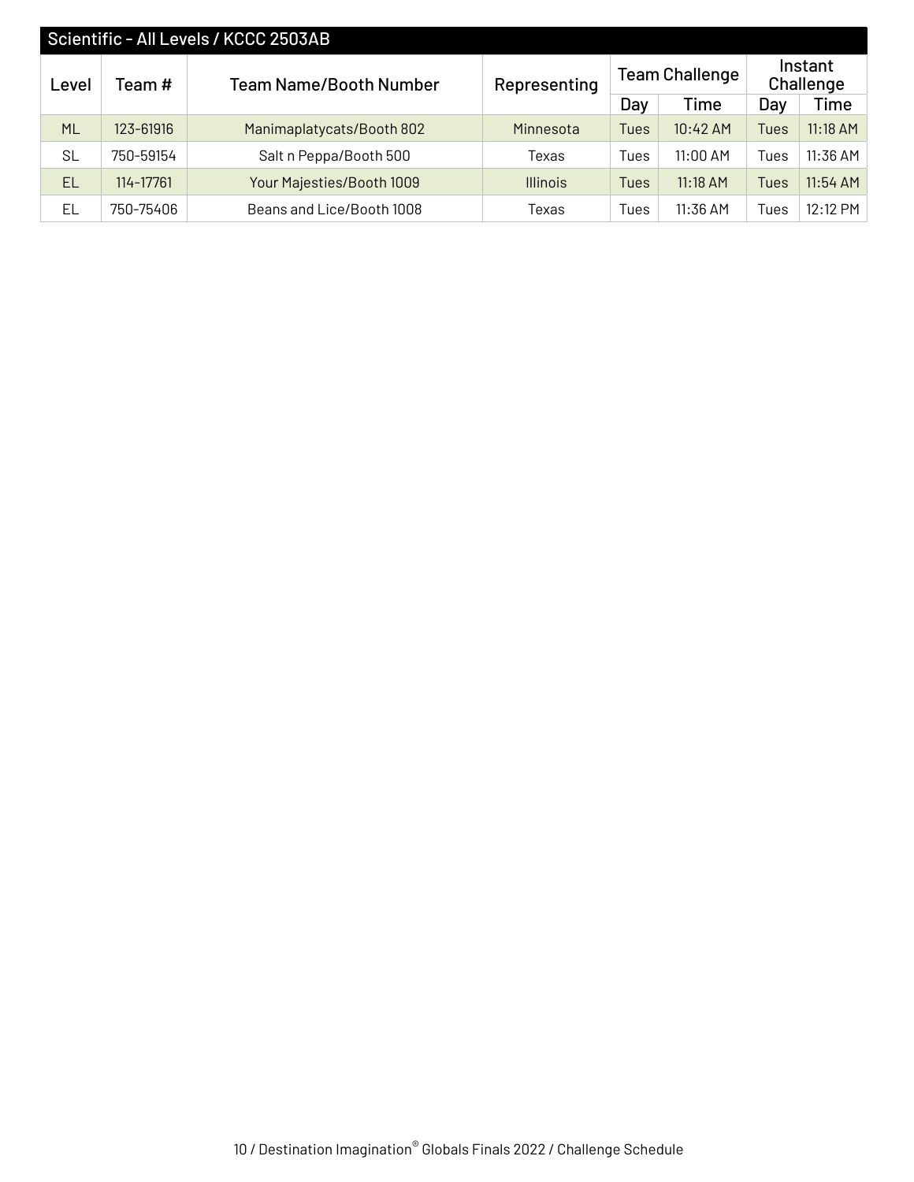## Scientific - All Levels / KCCC 2503AB

| Level | Team # | Team Name/Booth Number | Representing | Team Challenge | | Instant Challenge | |
|---|---|---|---|---|---|---|---|
| | | | | Day | Time | Day | Time |
| ML | 123-61916 | Manimaplatycats/Booth 802 | Minnesota | Tues | 10:42 AM | Tues | 11:18 AM |
| SL | 750-59154 | Salt n Peppa/Booth 500 | Texas | Tues | 11:00 AM | Tues | 11:36 AM |
| EL | 114-17761 | Your Majesties/Booth 1009 | Illinois | Tues | 11:18 AM | Tues | 11:54 AM |
| EL | 750-75406 | Beans and Lice/Booth 1008 | Texas | Tues | 11:36 AM | Tues | 12:12 PM |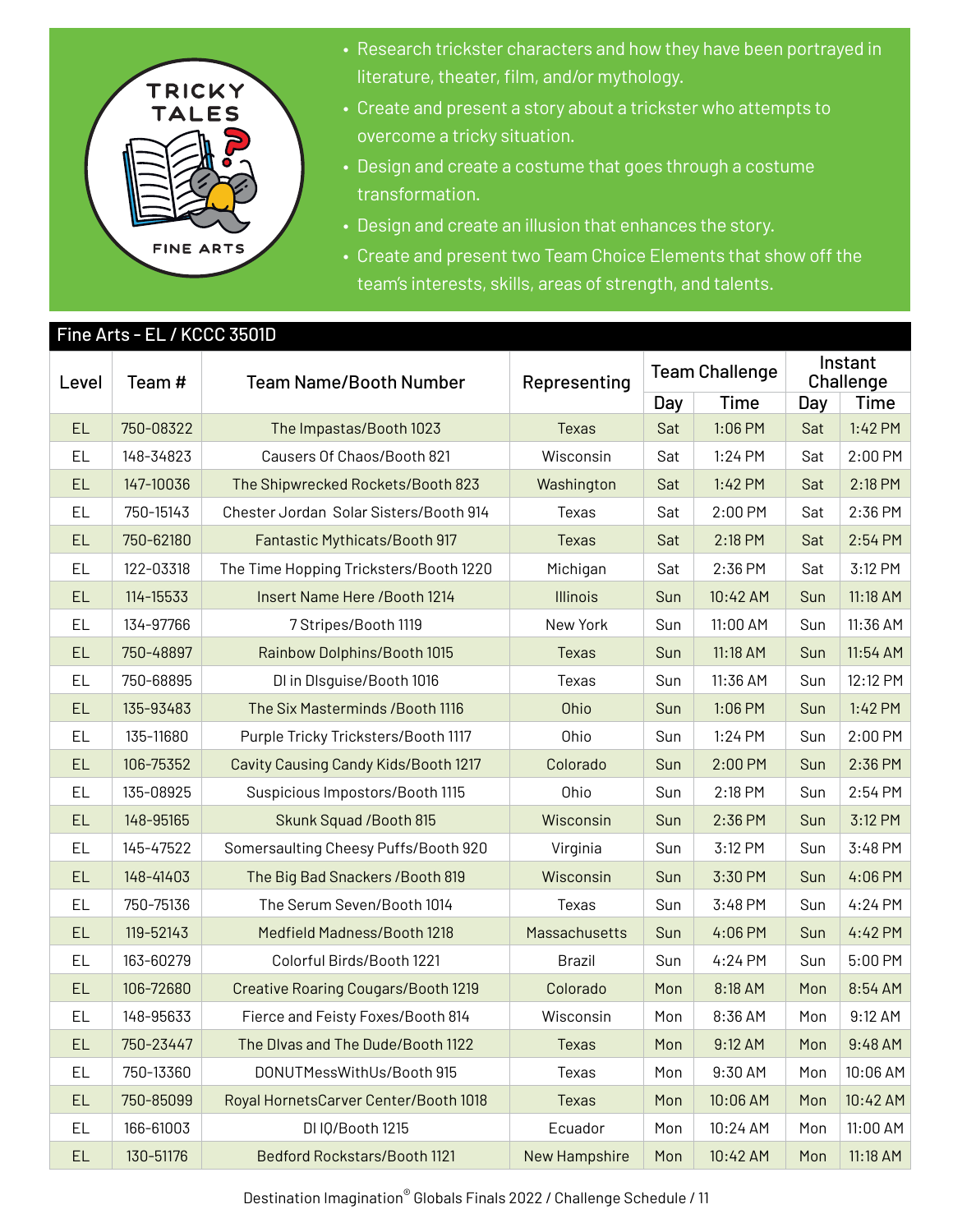TRICKY TALES

FINE ARTS

- Research trickster characters and how they have been portrayed in literature, theater, film, and/or mythology.
- Create and present a story about a trickster who attempts to overcome a tricky situation.
- Design and create a costume that goes through a costume transformation.
- Design and create an illusion that enhances the story.
- Create and present two Team Choice Elements that show off the team's interests, skills, areas of strength, and talents.

## Fine Arts - EL / KCCC 3501D

| Level | Team # | Team Name/Booth Number | Representing | Team Challenge | | Instant Challenge | |
|---|---|---|---|---|---|---|---|
| | | | | Day | Time | Day | Time |
| EL | 750-08322 | The Impastas/Booth 1023 | Texas | Sat | 1:06 PM | Sat | 1:42 PM |
| EL | 148-34823 | Causers Of Chaos/Booth 821 | Wisconsin | Sat | 1:24 PM | Sat | 2:00 PM |
| EL | 147-10036 | The Shipwrecked Rockets/Booth 823 | Washington | Sat | 1:42 PM | Sat | 2:18 PM |
| EL | 750-15143 | Chester Jordan  Solar Sisters/Booth 914 | Texas | Sat | 2:00 PM | Sat | 2:36 PM |
| EL | 750-62180 | Fantastic Mythicats/Booth 917 | Texas | Sat | 2:18 PM | Sat | 2:54 PM |
| EL | 122-03318 | The Time Hopping Tricksters/Booth 1220 | Michigan | Sat | 2:36 PM | Sat | 3:12 PM |
| EL | 114-15533 | Insert Name Here /Booth 1214 | Illinois | Sun | 10:42 AM | Sun | 11:18 AM |
| EL | 134-97766 | 7 Stripes/Booth 1119 | New York | Sun | 11:00 AM | Sun | 11:36 AM |
| EL | 750-48897 | Rainbow Dolphins/Booth 1015 | Texas | Sun | 11:18 AM | Sun | 11:54 AM |
| EL | 750-68895 | DI in DIsguise/Booth 1016 | Texas | Sun | 11:36 AM | Sun | 12:12 PM |
| EL | 135-93483 | The Six Masterminds /Booth 1116 | Ohio | Sun | 1:06 PM | Sun | 1:42 PM |
| EL | 135-11680 | Purple Tricky Tricksters/Booth 1117 | Ohio | Sun | 1:24 PM | Sun | 2:00 PM |
| EL | 106-75352 | Cavity Causing Candy Kids/Booth 1217 | Colorado | Sun | 2:00 PM | Sun | 2:36 PM |
| EL | 135-08925 | Suspicious Impostors/Booth 1115 | Ohio | Sun | 2:18 PM | Sun | 2:54 PM |
| EL | 148-95165 | Skunk Squad /Booth 815 | Wisconsin | Sun | 2:36 PM | Sun | 3:12 PM |
| EL | 145-47522 | Somersaulting Cheesy Puffs/Booth 920 | Virginia | Sun | 3:12 PM | Sun | 3:48 PM |
| EL | 148-41403 | The Big Bad Snackers /Booth 819 | Wisconsin | Sun | 3:30 PM | Sun | 4:06 PM |
| EL | 750-75136 | The Serum Seven/Booth 1014 | Texas | Sun | 3:48 PM | Sun | 4:24 PM |
| EL | 119-52143 | Medfield Madness/Booth 1218 | Massachusetts | Sun | 4:06 PM | Sun | 4:42 PM |
| EL | 163-60279 | Colorful Birds/Booth 1221 | Brazil | Sun | 4:24 PM | Sun | 5:00 PM |
| EL | 106-72680 | Creative Roaring Cougars/Booth 1219 | Colorado | Mon | 8:18 AM | Mon | 8:54 AM |
| EL | 148-95633 | Fierce and Feisty Foxes/Booth 814 | Wisconsin | Mon | 8:36 AM | Mon | 9:12 AM |
| EL | 750-23447 | The DIvas and The Dude/Booth 1122 | Texas | Mon | 9:12 AM | Mon | 9:48 AM |
| EL | 750-13360 | DONUTMessWithUs/Booth 915 | Texas | Mon | 9:30 AM | Mon | 10:06 AM |
| EL | 750-85099 | Royal HornetsCarver Center/Booth 1018 | Texas | Mon | 10:06 AM | Mon | 10:42 AM |
| EL | 166-61003 | DI IQ/Booth 1215 | Ecuador | Mon | 10:24 AM | Mon | 11:00 AM |
| EL | 130-51176 | Bedford Rockstars/Booth 1121 | New Hampshire | Mon | 10:42 AM | Mon | 11:18 AM |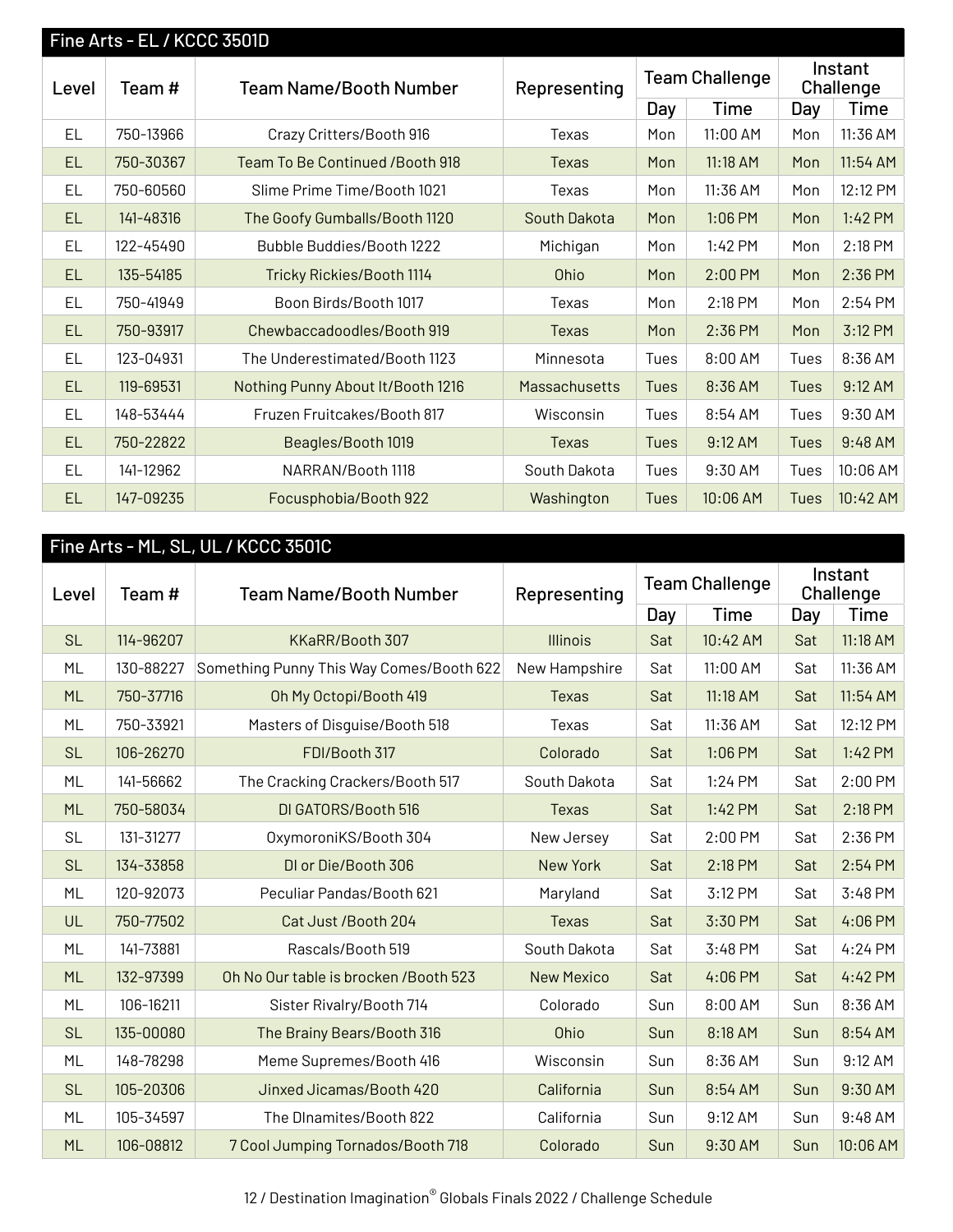## Fine Arts - EL / KCCC 3501D

| Level | Team # | Team Name/Booth Number | Representing | Team Challenge | | Instant Challenge | |
|---|---|---|---|---|---|---|---|
| | | | | Day | Time | Day | Time |
| EL | 750-13966 | Crazy Critters/Booth 916 | Texas | Mon | 11:00 AM | Mon | 11:36 AM |
| EL | 750-30367 | Team To Be Continued /Booth 918 | Texas | Mon | 11:18 AM | Mon | 11:54 AM |
| EL | 750-60560 | Slime Prime Time/Booth 1021 | Texas | Mon | 11:36 AM | Mon | 12:12 PM |
| EL | 141-48316 | The Goofy Gumballs/Booth 1120 | South Dakota | Mon | 1:06 PM | Mon | 1:42 PM |
| EL | 122-45490 | Bubble Buddies/Booth 1222 | Michigan | Mon | 1:42 PM | Mon | 2:18 PM |
| EL | 135-54185 | Tricky Rickies/Booth 1114 | Ohio | Mon | 2:00 PM | Mon | 2:36 PM |
| EL | 750-41949 | Boon Birds/Booth 1017 | Texas | Mon | 2:18 PM | Mon | 2:54 PM |
| EL | 750-93917 | Chewbaccadoodles/Booth 919 | Texas | Mon | 2:36 PM | Mon | 3:12 PM |
| EL | 123-04931 | The Underestimated/Booth 1123 | Minnesota | Tues | 8:00 AM | Tues | 8:36 AM |
| EL | 119-69531 | Nothing Punny About It/Booth 1216 | Massachusetts | Tues | 8:36 AM | Tues | 9:12 AM |
| EL | 148-53444 | Fruzen Fruitcakes/Booth 817 | Wisconsin | Tues | 8:54 AM | Tues | 9:30 AM |
| EL | 750-22822 | Beagles/Booth 1019 | Texas | Tues | 9:12 AM | Tues | 9:48 AM |
| EL | 141-12962 | NARRAN/Booth 1118 | South Dakota | Tues | 9:30 AM | Tues | 10:06 AM |
| EL | 147-09235 | Focusphobia/Booth 922 | Washington | Tues | 10:06 AM | Tues | 10:42 AM |

## Fine Arts - ML, SL, UL / KCCC 3501C

| Level | Team # | Team Name/Booth Number | Representing | Team Challenge | | Instant Challenge | |
|---|---|---|---|---|---|---|---|
| | | | | Day | Time | Day | Time |
| SL | 114-96207 | KKaRR/Booth 307 | Illinois | Sat | 10:42 AM | Sat | 11:18 AM |
| ML | 130-88227 | Something Punny This Way Comes/Booth 622 | New Hampshire | Sat | 11:00 AM | Sat | 11:36 AM |
| ML | 750-37716 | Oh My Octopi/Booth 419 | Texas | Sat | 11:18 AM | Sat | 11:54 AM |
| ML | 750-33921 | Masters of Disguise/Booth 518 | Texas | Sat | 11:36 AM | Sat | 12:12 PM |
| SL | 106-26270 | FDI/Booth 317 | Colorado | Sat | 1:06 PM | Sat | 1:42 PM |
| ML | 141-56662 | The Cracking Crackers/Booth 517 | South Dakota | Sat | 1:24 PM | Sat | 2:00 PM |
| ML | 750-58034 | DI GATORS/Booth 516 | Texas | Sat | 1:42 PM | Sat | 2:18 PM |
| SL | 131-31277 | OxymoroniKS/Booth 304 | New Jersey | Sat | 2:00 PM | Sat | 2:36 PM |
| SL | 134-33858 | DI or Die/Booth 306 | New York | Sat | 2:18 PM | Sat | 2:54 PM |
| ML | 120-92073 | Peculiar Pandas/Booth 621 | Maryland | Sat | 3:12 PM | Sat | 3:48 PM |
| UL | 750-77502 | Cat Just /Booth 204 | Texas | Sat | 3:30 PM | Sat | 4:06 PM |
| ML | 141-73881 | Rascals/Booth 519 | South Dakota | Sat | 3:48 PM | Sat | 4:24 PM |
| ML | 132-97399 | Oh No Our table is brocken /Booth 523 | New Mexico | Sat | 4:06 PM | Sat | 4:42 PM |
| ML | 106-16211 | Sister Rivalry/Booth 714 | Colorado | Sun | 8:00 AM | Sun | 8:36 AM |
| SL | 135-00080 | The Brainy Bears/Booth 316 | Ohio | Sun | 8:18 AM | Sun | 8:54 AM |
| ML | 148-78298 | Meme Supremes/Booth 416 | Wisconsin | Sun | 8:36 AM | Sun | 9:12 AM |
| SL | 105-20306 | Jinxed Jicamas/Booth 420 | California | Sun | 8:54 AM | Sun | 9:30 AM |
| ML | 105-34597 | The DInamites/Booth 822 | California | Sun | 9:12 AM | Sun | 9:48 AM |
| ML | 106-08812 | 7 Cool Jumping Tornados/Booth 718 | Colorado | Sun | 9:30 AM | Sun | 10:06 AM |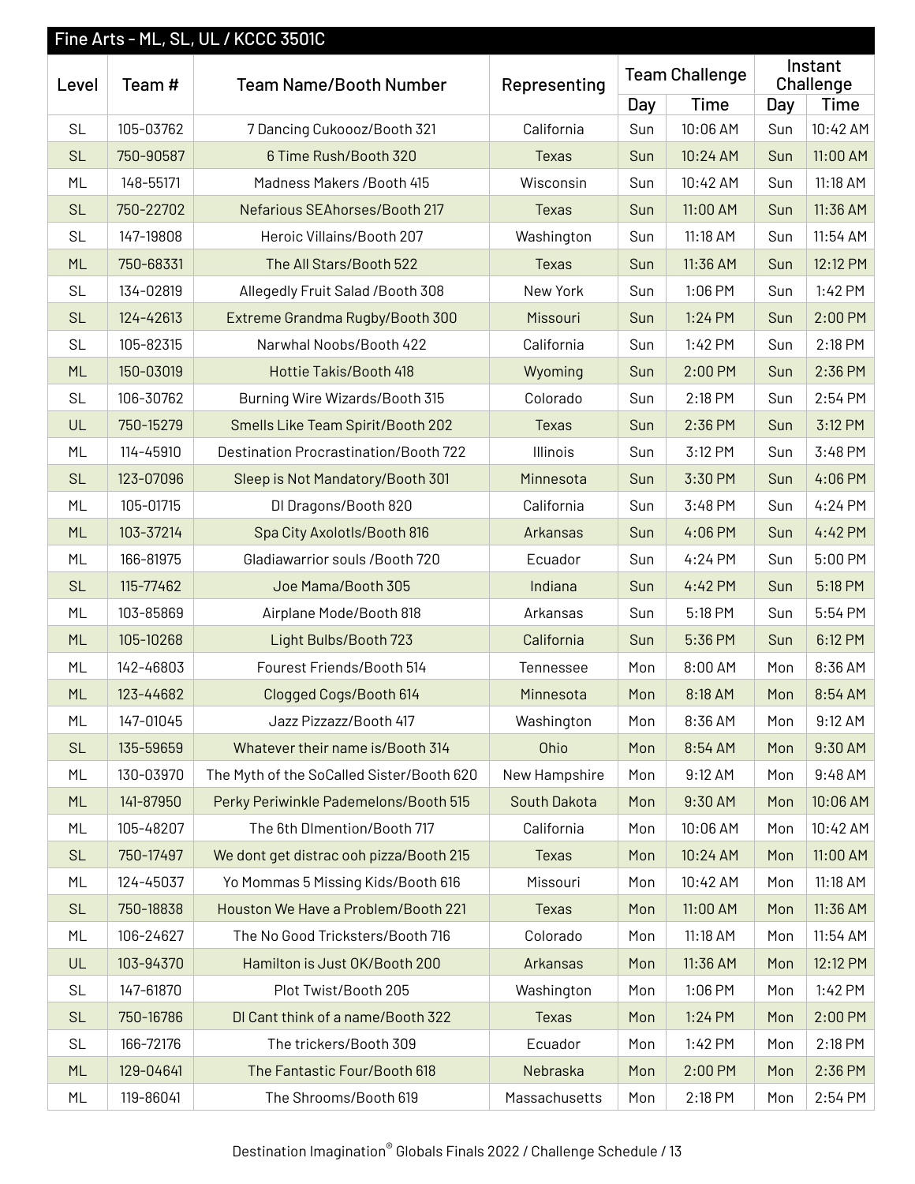## Fine Arts - ML, SL, UL / KCCC 3501C

| Level | Team # | Team Name/Booth Number | Representing | Team Challenge | | Instant Challenge | |
|---|---|---|---|---|---|---|---|
| | | | | Day | Time | Day | Time |
| SL | 105-03762 | 7 Dancing Cukoooz/Booth 321 | California | Sun | 10:06 AM | Sun | 10:42 AM |
| SL | 750-90587 | 6 Time Rush/Booth 320 | Texas | Sun | 10:24 AM | Sun | 11:00 AM |
| ML | 148-55171 | Madness Makers /Booth 415 | Wisconsin | Sun | 10:42 AM | Sun | 11:18 AM |
| SL | 750-22702 | Nefarious SEAhorses/Booth 217 | Texas | Sun | 11:00 AM | Sun | 11:36 AM |
| SL | 147-19808 | Heroic Villains/Booth 207 | Washington | Sun | 11:18 AM | Sun | 11:54 AM |
| ML | 750-68331 | The All Stars/Booth 522 | Texas | Sun | 11:36 AM | Sun | 12:12 PM |
| SL | 134-02819 | Allegedly Fruit Salad /Booth 308 | New York | Sun | 1:06 PM | Sun | 1:42 PM |
| SL | 124-42613 | Extreme Grandma Rugby/Booth 300 | Missouri | Sun | 1:24 PM | Sun | 2:00 PM |
| SL | 105-82315 | Narwhal Noobs/Booth 422 | California | Sun | 1:42 PM | Sun | 2:18 PM |
| ML | 150-03019 | Hottie Takis/Booth 418 | Wyoming | Sun | 2:00 PM | Sun | 2:36 PM |
| SL | 106-30762 | Burning Wire Wizards/Booth 315 | Colorado | Sun | 2:18 PM | Sun | 2:54 PM |
| UL | 750-15279 | Smells Like Team Spirit/Booth 202 | Texas | Sun | 2:36 PM | Sun | 3:12 PM |
| ML | 114-45910 | Destination Procrastination/Booth 722 | Illinois | Sun | 3:12 PM | Sun | 3:48 PM |
| SL | 123-07096 | Sleep is Not Mandatory/Booth 301 | Minnesota | Sun | 3:30 PM | Sun | 4:06 PM |
| ML | 105-01715 | DI Dragons/Booth 820 | California | Sun | 3:48 PM | Sun | 4:24 PM |
| ML | 103-37214 | Spa City Axolotls/Booth 816 | Arkansas | Sun | 4:06 PM | Sun | 4:42 PM |
| ML | 166-81975 | Gladiawarrior souls /Booth 720 | Ecuador | Sun | 4:24 PM | Sun | 5:00 PM |
| SL | 115-77462 | Joe Mama/Booth 305 | Indiana | Sun | 4:42 PM | Sun | 5:18 PM |
| ML | 103-85869 | Airplane Mode/Booth 818 | Arkansas | Sun | 5:18 PM | Sun | 5:54 PM |
| ML | 105-10268 | Light Bulbs/Booth 723 | California | Sun | 5:36 PM | Sun | 6:12 PM |
| ML | 142-46803 | Fourest Friends/Booth 514 | Tennessee | Mon | 8:00 AM | Mon | 8:36 AM |
| ML | 123-44682 | Clogged Cogs/Booth 614 | Minnesota | Mon | 8:18 AM | Mon | 8:54 AM |
| ML | 147-01045 | Jazz Pizzazz/Booth 417 | Washington | Mon | 8:36 AM | Mon | 9:12 AM |
| SL | 135-59659 | Whatever their name is/Booth 314 | Ohio | Mon | 8:54 AM | Mon | 9:30 AM |
| ML | 130-03970 | The Myth of the SoCalled Sister/Booth 620 | New Hampshire | Mon | 9:12 AM | Mon | 9:48 AM |
| ML | 141-87950 | Perky Periwinkle Pademelons/Booth 515 | South Dakota | Mon | 9:30 AM | Mon | 10:06 AM |
| ML | 105-48207 | The 6th DImention/Booth 717 | California | Mon | 10:06 AM | Mon | 10:42 AM |
| SL | 750-17497 | We dont get distrac ooh pizza/Booth 215 | Texas | Mon | 10:24 AM | Mon | 11:00 AM |
| ML | 124-45037 | Yo Mommas 5 Missing Kids/Booth 616 | Missouri | Mon | 10:42 AM | Mon | 11:18 AM |
| SL | 750-18838 | Houston We Have a Problem/Booth 221 | Texas | Mon | 11:00 AM | Mon | 11:36 AM |
| ML | 106-24627 | The No Good Tricksters/Booth 716 | Colorado | Mon | 11:18 AM | Mon | 11:54 AM |
| UL | 103-94370 | Hamilton is Just OK/Booth 200 | Arkansas | Mon | 11:36 AM | Mon | 12:12 PM |
| SL | 147-61870 | Plot Twist/Booth 205 | Washington | Mon | 1:06 PM | Mon | 1:42 PM |
| SL | 750-16786 | DI Cant think of a name/Booth 322 | Texas | Mon | 1:24 PM | Mon | 2:00 PM |
| SL | 166-72176 | The trickers/Booth 309 | Ecuador | Mon | 1:42 PM | Mon | 2:18 PM |
| ML | 129-04641 | The Fantastic Four/Booth 618 | Nebraska | Mon | 2:00 PM | Mon | 2:36 PM |
| ML | 119-86041 | The Shrooms/Booth 619 | Massachusetts | Mon | 2:18 PM | Mon | 2:54 PM |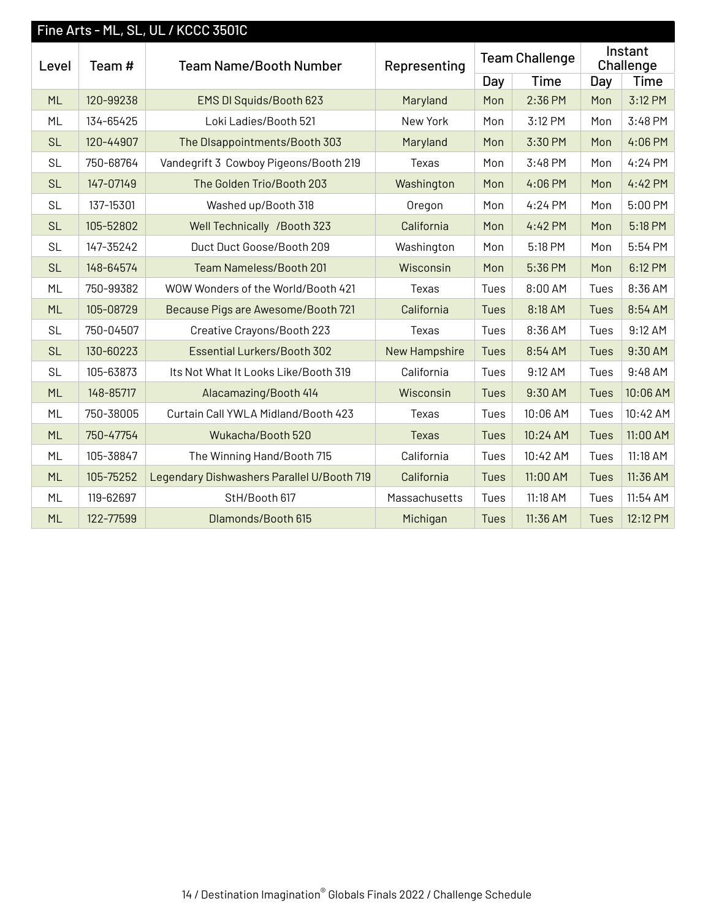## Fine Arts - ML, SL, UL / KCCC 3501C

| Level | Team # | Team Name/Booth Number | Representing | Team Challenge | | Instant Challenge | |
|---|---|---|---|---|---|---|---|
| | | | | Day | Time | Day | Time |
| ML | 120-99238 | EMS DI Squids/Booth 623 | Maryland | Mon | 2:36 PM | Mon | 3:12 PM |
| ML | 134-65425 | Loki Ladies/Booth 521 | New York | Mon | 3:12 PM | Mon | 3:48 PM |
| SL | 120-44907 | The DIsappointments/Booth 303 | Maryland | Mon | 3:30 PM | Mon | 4:06 PM |
| SL | 750-68764 | Vandegrift 3 Cowboy Pigeons/Booth 219 | Texas | Mon | 3:48 PM | Mon | 4:24 PM |
| SL | 147-07149 | The Golden Trio/Booth 203 | Washington | Mon | 4:06 PM | Mon | 4:42 PM |
| SL | 137-15301 | Washed up/Booth 318 | Oregon | Mon | 4:24 PM | Mon | 5:00 PM |
| SL | 105-52802 | Well Technically /Booth 323 | California | Mon | 4:42 PM | Mon | 5:18 PM |
| SL | 147-35242 | Duct Duct Goose/Booth 209 | Washington | Mon | 5:18 PM | Mon | 5:54 PM |
| SL | 148-64574 | Team Nameless/Booth 201 | Wisconsin | Mon | 5:36 PM | Mon | 6:12 PM |
| ML | 750-99382 | WOW Wonders of the World/Booth 421 | Texas | Tues | 8:00 AM | Tues | 8:36 AM |
| ML | 105-08729 | Because Pigs are Awesome/Booth 721 | California | Tues | 8:18 AM | Tues | 8:54 AM |
| SL | 750-04507 | Creative Crayons/Booth 223 | Texas | Tues | 8:36 AM | Tues | 9:12 AM |
| SL | 130-60223 | Essential Lurkers/Booth 302 | New Hampshire | Tues | 8:54 AM | Tues | 9:30 AM |
| SL | 105-63873 | Its Not What It Looks Like/Booth 319 | California | Tues | 9:12 AM | Tues | 9:48 AM |
| ML | 148-85717 | Alacamazing/Booth 414 | Wisconsin | Tues | 9:30 AM | Tues | 10:06 AM |
| ML | 750-38005 | Curtain Call YWLA Midland/Booth 423 | Texas | Tues | 10:06 AM | Tues | 10:42 AM |
| ML | 750-47754 | Wukacha/Booth 520 | Texas | Tues | 10:24 AM | Tues | 11:00 AM |
| ML | 105-38847 | The Winning Hand/Booth 715 | California | Tues | 10:42 AM | Tues | 11:18 AM |
| ML | 105-75252 | Legendary Dishwashers Parallel U/Booth 719 | California | Tues | 11:00 AM | Tues | 11:36 AM |
| ML | 119-62697 | StH/Booth 617 | Massachusetts | Tues | 11:18 AM | Tues | 11:54 AM |
| ML | 122-77599 | DIamonds/Booth 615 | Michigan | Tues | 11:36 AM | Tues | 12:12 PM |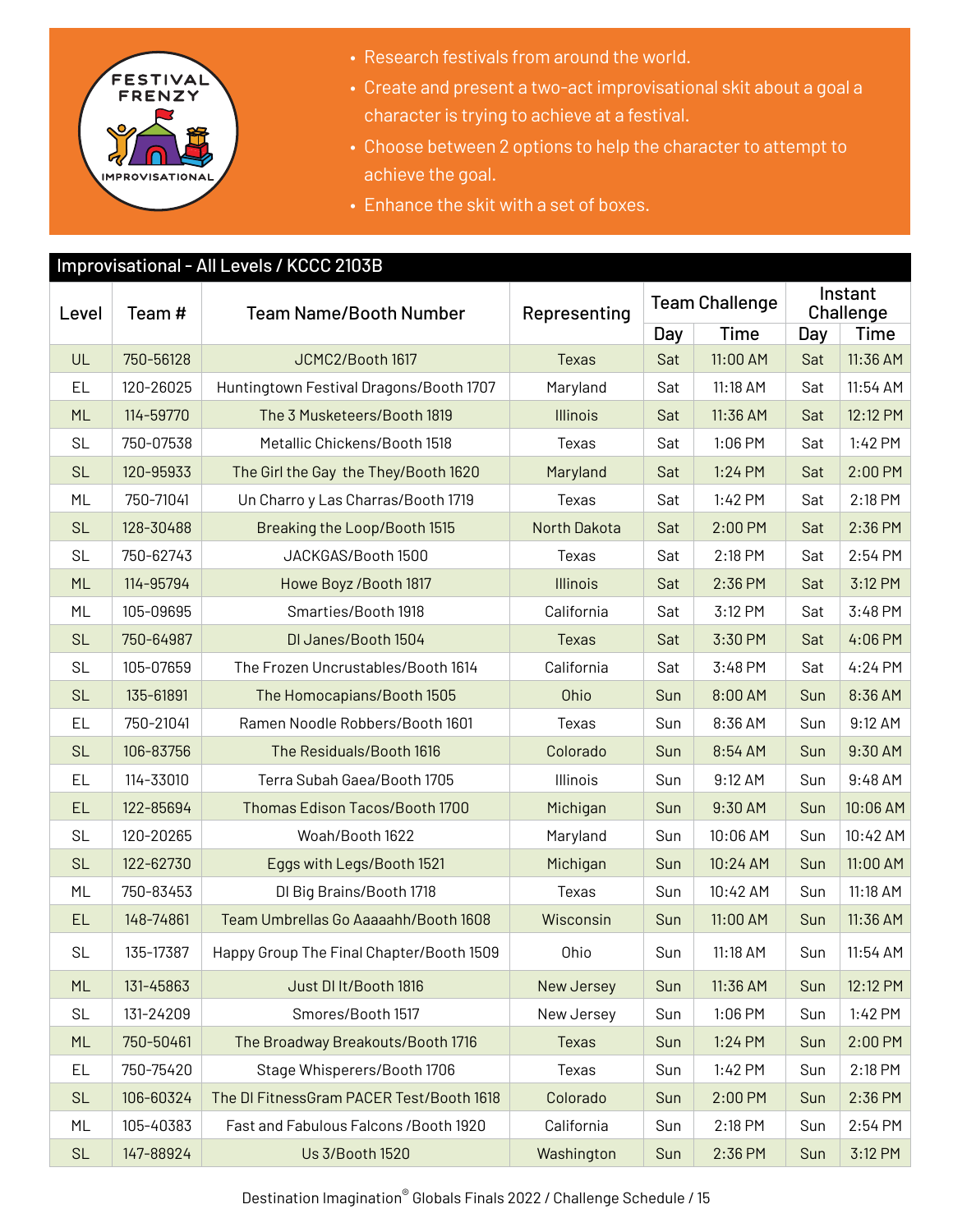- Research festivals from around the world.
- Create and present a two-act improvisational skit about a goal a character is trying to achieve at a festival.
- Choose between 2 options to help the character to attempt to achieve the goal.
- Enhance the skit with a set of boxes.

## Improvisational - All Levels / KCCC 2103B

| Level | Team # | Team Name/Booth Number | Representing | Team Challenge | | Instant Challenge | |
|---|---|---|---|---|---|---|---|
| | | | | Day | Time | Day | Time |
| UL | 750-56128 | JCMC2/Booth 1617 | Texas | Sat | 11:00 AM | Sat | 11:36 AM |
| EL | 120-26025 | Huntingtown Festival Dragons/Booth 1707 | Maryland | Sat | 11:18 AM | Sat | 11:54 AM |
| ML | 114-59770 | The 3 Musketeers/Booth 1819 | Illinois | Sat | 11:36 AM | Sat | 12:12 PM |
| SL | 750-07538 | Metallic Chickens/Booth 1518 | Texas | Sat | 1:06 PM | Sat | 1:42 PM |
| SL | 120-95933 | The Girl the Gay  the They/Booth 1620 | Maryland | Sat | 1:24 PM | Sat | 2:00 PM |
| ML | 750-71041 | Un Charro y Las Charras/Booth 1719 | Texas | Sat | 1:42 PM | Sat | 2:18 PM |
| SL | 128-30488 | Breaking the Loop/Booth 1515 | North Dakota | Sat | 2:00 PM | Sat | 2:36 PM |
| SL | 750-62743 | JACKGAS/Booth 1500 | Texas | Sat | 2:18 PM | Sat | 2:54 PM |
| ML | 114-95794 | Howe Boyz /Booth 1817 | Illinois | Sat | 2:36 PM | Sat | 3:12 PM |
| ML | 105-09695 | Smarties/Booth 1918 | California | Sat | 3:12 PM | Sat | 3:48 PM |
| SL | 750-64987 | DI Janes/Booth 1504 | Texas | Sat | 3:30 PM | Sat | 4:06 PM |
| SL | 105-07659 | The Frozen Uncrustables/Booth 1614 | California | Sat | 3:48 PM | Sat | 4:24 PM |
| SL | 135-61891 | The Homocapians/Booth 1505 | Ohio | Sun | 8:00 AM | Sun | 8:36 AM |
| EL | 750-21041 | Ramen Noodle Robbers/Booth 1601 | Texas | Sun | 8:36 AM | Sun | 9:12 AM |
| SL | 106-83756 | The Residuals/Booth 1616 | Colorado | Sun | 8:54 AM | Sun | 9:30 AM |
| EL | 114-33010 | Terra Subah Gaea/Booth 1705 | Illinois | Sun | 9:12 AM | Sun | 9:48 AM |
| EL | 122-85694 | Thomas Edison Tacos/Booth 1700 | Michigan | Sun | 9:30 AM | Sun | 10:06 AM |
| SL | 120-20265 | Woah/Booth 1622 | Maryland | Sun | 10:06 AM | Sun | 10:42 AM |
| SL | 122-62730 | Eggs with Legs/Booth 1521 | Michigan | Sun | 10:24 AM | Sun | 11:00 AM |
| ML | 750-83453 | DI Big Brains/Booth 1718 | Texas | Sun | 10:42 AM | Sun | 11:18 AM |
| EL | 148-74861 | Team Umbrellas Go Aaaaahh/Booth 1608 | Wisconsin | Sun | 11:00 AM | Sun | 11:36 AM |
| SL | 135-17387 | Happy Group The Final Chapter/Booth 1509 | Ohio | Sun | 11:18 AM | Sun | 11:54 AM |
| ML | 131-45863 | Just DI It/Booth 1816 | New Jersey | Sun | 11:36 AM | Sun | 12:12 PM |
| SL | 131-24209 | Smores/Booth 1517 | New Jersey | Sun | 1:06 PM | Sun | 1:42 PM |
| ML | 750-50461 | The Broadway Breakouts/Booth 1716 | Texas | Sun | 1:24 PM | Sun | 2:00 PM |
| EL | 750-75420 | Stage Whisperers/Booth 1706 | Texas | Sun | 1:42 PM | Sun | 2:18 PM |
| SL | 106-60324 | The DI FitnessGram PACER Test/Booth 1618 | Colorado | Sun | 2:00 PM | Sun | 2:36 PM |
| ML | 105-40383 | Fast and Fabulous Falcons /Booth 1920 | California | Sun | 2:18 PM | Sun | 2:54 PM |
| SL | 147-88924 | Us 3/Booth 1520 | Washington | Sun | 2:36 PM | Sun | 3:12 PM |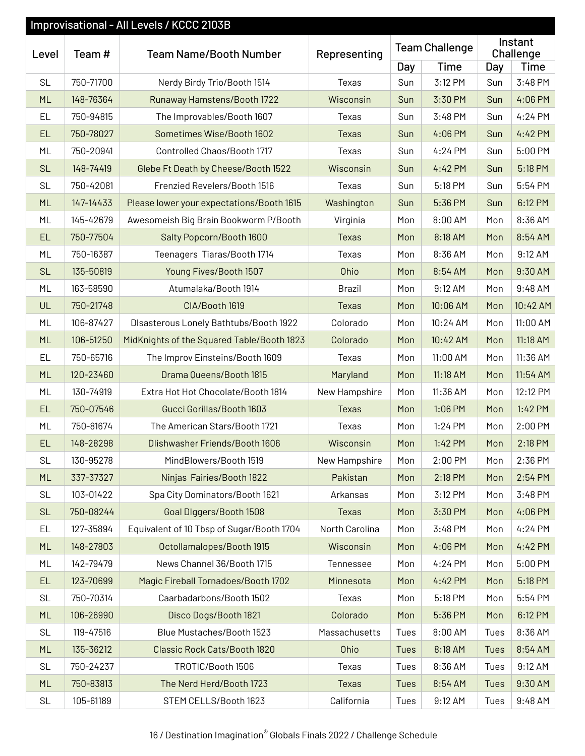## Improvisational - All Levels / KCCC 2103B

| Level | Team # | Team Name/Booth Number | Representing | Team Challenge | | Instant Challenge | |
|---|---|---|---|---|---|---|---|
| | | | | Day | Time | Day | Time |
| SL | 750-71700 | Nerdy Birdy Trio/Booth 1514 | Texas | Sun | 3:12 PM | Sun | 3:48 PM |
| ML | 148-76364 | Runaway Hamstens/Booth 1722 | Wisconsin | Sun | 3:30 PM | Sun | 4:06 PM |
| EL | 750-94815 | The Improvables/Booth 1607 | Texas | Sun | 3:48 PM | Sun | 4:24 PM |
| EL | 750-78027 | Sometimes Wise/Booth 1602 | Texas | Sun | 4:06 PM | Sun | 4:42 PM |
| ML | 750-20941 | Controlled Chaos/Booth 1717 | Texas | Sun | 4:24 PM | Sun | 5:00 PM |
| SL | 148-74419 | Glebe Ft Death by Cheese/Booth 1522 | Wisconsin | Sun | 4:42 PM | Sun | 5:18 PM |
| SL | 750-42081 | Frenzied Revelers/Booth 1516 | Texas | Sun | 5:18 PM | Sun | 5:54 PM |
| ML | 147-14433 | Please lower your expectations/Booth 1615 | Washington | Sun | 5:36 PM | Sun | 6:12 PM |
| ML | 145-42679 | Awesomeish Big Brain Bookworm P/Booth | Virginia | Mon | 8:00 AM | Mon | 8:36 AM |
| EL | 750-77504 | Salty Popcorn/Booth 1600 | Texas | Mon | 8:18 AM | Mon | 8:54 AM |
| ML | 750-16387 | Teenagers Tiaras/Booth 1714 | Texas | Mon | 8:36 AM | Mon | 9:12 AM |
| SL | 135-50819 | Young Fives/Booth 1507 | Ohio | Mon | 8:54 AM | Mon | 9:30 AM |
| ML | 163-58590 | Atumalaka/Booth 1914 | Brazil | Mon | 9:12 AM | Mon | 9:48 AM |
| UL | 750-21748 | CIA/Booth 1619 | Texas | Mon | 10:06 AM | Mon | 10:42 AM |
| ML | 106-87427 | DIsasterous Lonely Bathtubs/Booth 1922 | Colorado | Mon | 10:24 AM | Mon | 11:00 AM |
| ML | 106-51250 | MidKnights of the Squared Table/Booth 1823 | Colorado | Mon | 10:42 AM | Mon | 11:18 AM |
| EL | 750-65716 | The Improv Einsteins/Booth 1609 | Texas | Mon | 11:00 AM | Mon | 11:36 AM |
| ML | 120-23460 | Drama Queens/Booth 1815 | Maryland | Mon | 11:18 AM | Mon | 11:54 AM |
| ML | 130-74919 | Extra Hot Hot Chocolate/Booth 1814 | New Hampshire | Mon | 11:36 AM | Mon | 12:12 PM |
| EL | 750-07546 | Gucci Gorillas/Booth 1603 | Texas | Mon | 1:06 PM | Mon | 1:42 PM |
| ML | 750-81674 | The American Stars/Booth 1721 | Texas | Mon | 1:24 PM | Mon | 2:00 PM |
| EL | 148-28298 | DIishwasher Friends/Booth 1606 | Wisconsin | Mon | 1:42 PM | Mon | 2:18 PM |
| SL | 130-95278 | MindBlowers/Booth 1519 | New Hampshire | Mon | 2:00 PM | Mon | 2:36 PM |
| ML | 337-37327 | Ninjas Fairies/Booth 1822 | Pakistan | Mon | 2:18 PM | Mon | 2:54 PM |
| SL | 103-01422 | Spa City Dominators/Booth 1621 | Arkansas | Mon | 3:12 PM | Mon | 3:48 PM |
| SL | 750-08244 | Goal DIggers/Booth 1508 | Texas | Mon | 3:30 PM | Mon | 4:06 PM |
| EL | 127-35894 | Equivalent of 10 Tbsp of Sugar/Booth 1704 | North Carolina | Mon | 3:48 PM | Mon | 4:24 PM |
| ML | 148-27803 | Octollamalopes/Booth 1915 | Wisconsin | Mon | 4:06 PM | Mon | 4:42 PM |
| ML | 142-79479 | News Channel 36/Booth 1715 | Tennessee | Mon | 4:24 PM | Mon | 5:00 PM |
| EL | 123-70699 | Magic Fireball Tornadoes/Booth 1702 | Minnesota | Mon | 4:42 PM | Mon | 5:18 PM |
| SL | 750-70314 | Caarbadarbons/Booth 1502 | Texas | Mon | 5:18 PM | Mon | 5:54 PM |
| ML | 106-26990 | Disco Dogs/Booth 1821 | Colorado | Mon | 5:36 PM | Mon | 6:12 PM |
| SL | 119-47516 | Blue Mustaches/Booth 1523 | Massachusetts | Tues | 8:00 AM | Tues | 8:36 AM |
| ML | 135-36212 | Classic Rock Cats/Booth 1820 | Ohio | Tues | 8:18 AM | Tues | 8:54 AM |
| SL | 750-24237 | TROTIC/Booth 1506 | Texas | Tues | 8:36 AM | Tues | 9:12 AM |
| ML | 750-83813 | The Nerd Herd/Booth 1723 | Texas | Tues | 8:54 AM | Tues | 9:30 AM |
| SL | 105-61189 | STEM CELLS/Booth 1623 | California | Tues | 9:12 AM | Tues | 9:48 AM |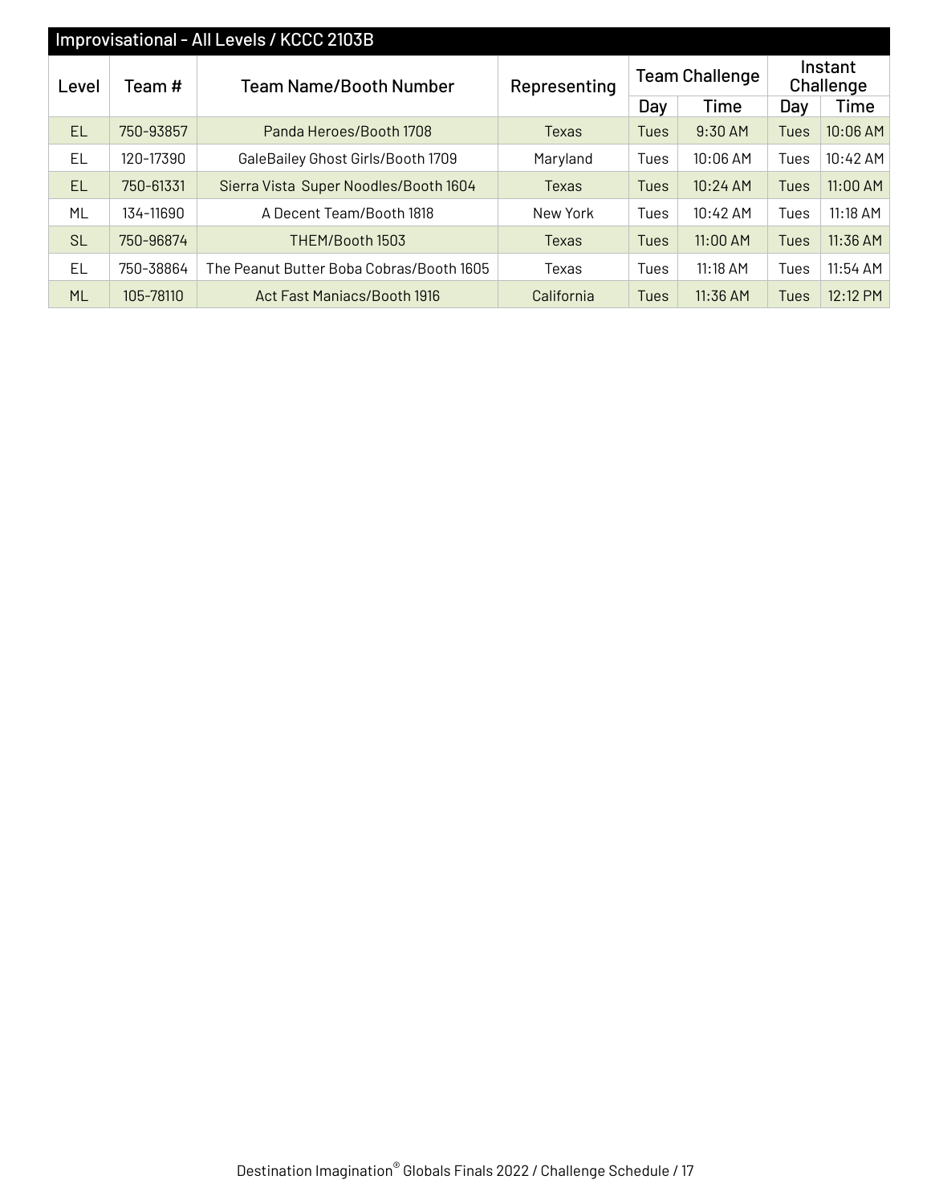## Improvisational - All Levels / KCCC 2103B

| Level | Team # | Team Name/Booth Number | Representing | Team Challenge | | Instant Challenge | |
|---|---|---|---|---|---|---|---|
| | | | | Day | Time | Day | Time |
| EL | 750-93857 | Panda Heroes/Booth 1708 | Texas | Tues | 9:30 AM | Tues | 10:06 AM |
| EL | 120-17390 | GaleBailey Ghost Girls/Booth 1709 | Maryland | Tues | 10:06 AM | Tues | 10:42 AM |
| EL | 750-61331 | Sierra Vista Super Noodles/Booth 1604 | Texas | Tues | 10:24 AM | Tues | 11:00 AM |
| ML | 134-11690 | A Decent Team/Booth 1818 | New York | Tues | 10:42 AM | Tues | 11:18 AM |
| SL | 750-96874 | THEM/Booth 1503 | Texas | Tues | 11:00 AM | Tues | 11:36 AM |
| EL | 750-38864 | The Peanut Butter Boba Cobras/Booth 1605 | Texas | Tues | 11:18 AM | Tues | 11:54 AM |
| ML | 105-78110 | Act Fast Maniacs/Booth 1916 | California | Tues | 11:36 AM | Tues | 12:12 PM |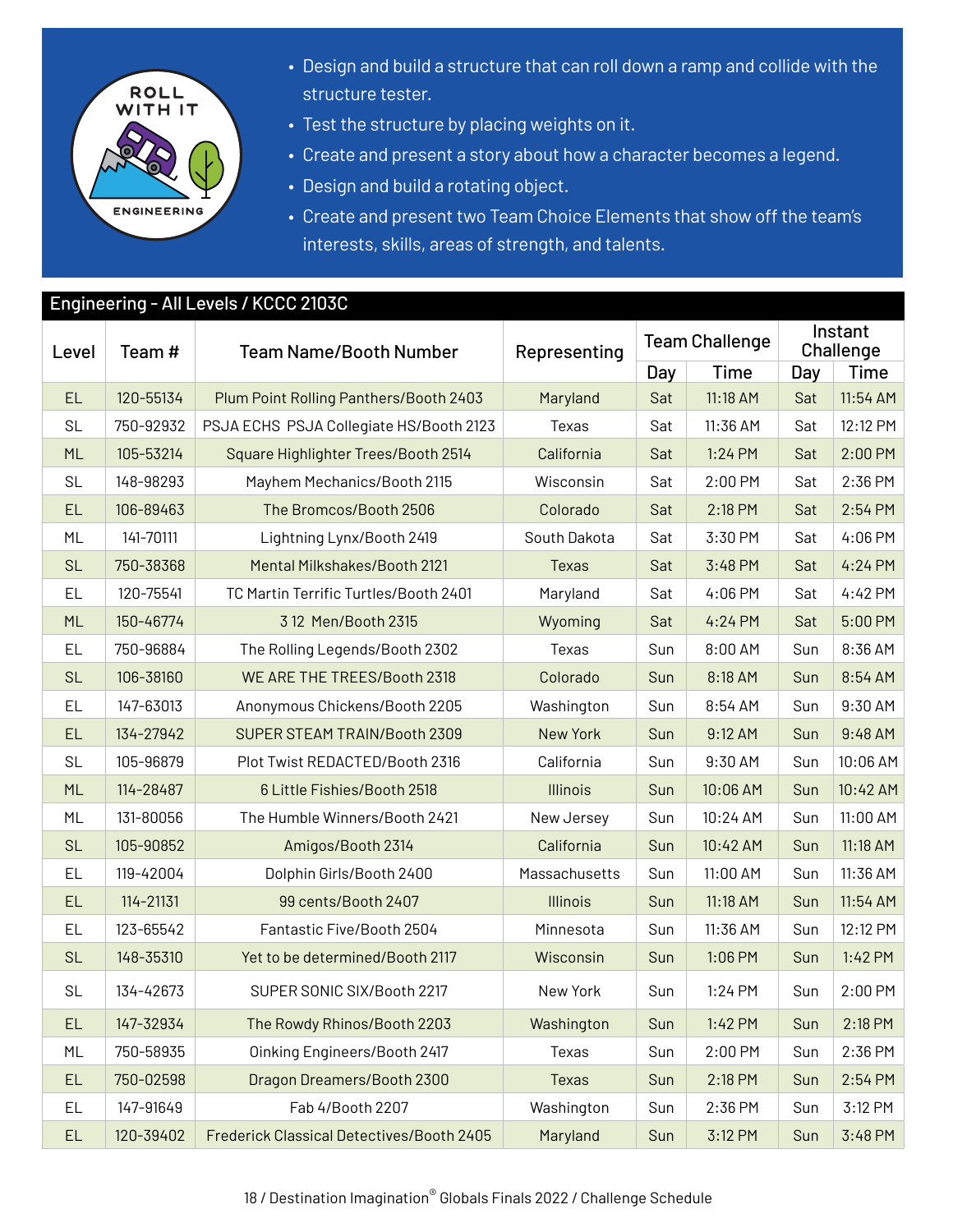ROLL WITH IT

ENGINEERING

- Design and build a structure that can roll down a ramp and collide with the structure tester.
- Test the structure by placing weights on it.
- Create and present a story about how a character becomes a legend.
- Design and build a rotating object.
- Create and present two Team Choice Elements that show off the team's interests, skills, areas of strength, and talents.

## Engineering - All Levels / KCCC 2103C

| Level | Team # | Team Name/Booth Number | Representing | Team Challenge | | Instant Challenge | |
|---|---|---|---|---|---|---|---|
| | | | | Day | Time | Day | Time |
| EL | 120-55134 | Plum Point Rolling Panthers/Booth 2403 | Maryland | Sat | 11:18 AM | Sat | 11:54 AM |
| SL | 750-92932 | PSJA ECHS PSJA Collegiate HS/Booth 2123 | Texas | Sat | 11:36 AM | Sat | 12:12 PM |
| ML | 105-53214 | Square Highlighter Trees/Booth 2514 | California | Sat | 1:24 PM | Sat | 2:00 PM |
| SL | 148-98293 | Mayhem Mechanics/Booth 2115 | Wisconsin | Sat | 2:00 PM | Sat | 2:36 PM |
| EL | 106-89463 | The Bromcos/Booth 2506 | Colorado | Sat | 2:18 PM | Sat | 2:54 PM |
| ML | 141-70111 | Lightning Lynx/Booth 2419 | South Dakota | Sat | 3:30 PM | Sat | 4:06 PM |
| SL | 750-38368 | Mental Milkshakes/Booth 2121 | Texas | Sat | 3:48 PM | Sat | 4:24 PM |
| EL | 120-75541 | TC Martin Terrific Turtles/Booth 2401 | Maryland | Sat | 4:06 PM | Sat | 4:42 PM |
| ML | 150-46774 | 3 12 Men/Booth 2315 | Wyoming | Sat | 4:24 PM | Sat | 5:00 PM |
| EL | 750-96884 | The Rolling Legends/Booth 2302 | Texas | Sun | 8:00 AM | Sun | 8:36 AM |
| SL | 106-38160 | WE ARE THE TREES/Booth 2318 | Colorado | Sun | 8:18 AM | Sun | 8:54 AM |
| EL | 147-63013 | Anonymous Chickens/Booth 2205 | Washington | Sun | 8:54 AM | Sun | 9:30 AM |
| EL | 134-27942 | SUPER STEAM TRAIN/Booth 2309 | New York | Sun | 9:12 AM | Sun | 9:48 AM |
| SL | 105-96879 | Plot Twist REDACTED/Booth 2316 | California | Sun | 9:30 AM | Sun | 10:06 AM |
| ML | 114-28487 | 6 Little Fishies/Booth 2518 | Illinois | Sun | 10:06 AM | Sun | 10:42 AM |
| ML | 131-80056 | The Humble Winners/Booth 2421 | New Jersey | Sun | 10:24 AM | Sun | 11:00 AM |
| SL | 105-90852 | Amigos/Booth 2314 | California | Sun | 10:42 AM | Sun | 11:18 AM |
| EL | 119-42004 | Dolphin Girls/Booth 2400 | Massachusetts | Sun | 11:00 AM | Sun | 11:36 AM |
| EL | 114-21131 | 99 cents/Booth 2407 | Illinois | Sun | 11:18 AM | Sun | 11:54 AM |
| EL | 123-65542 | Fantastic Five/Booth 2504 | Minnesota | Sun | 11:36 AM | Sun | 12:12 PM |
| SL | 148-35310 | Yet to be determined/Booth 2117 | Wisconsin | Sun | 1:06 PM | Sun | 1:42 PM |
| SL | 134-42673 | SUPER SONIC SIX/Booth 2217 | New York | Sun | 1:24 PM | Sun | 2:00 PM |
| EL | 147-32934 | The Rowdy Rhinos/Booth 2203 | Washington | Sun | 1:42 PM | Sun | 2:18 PM |
| ML | 750-58935 | Oinking Engineers/Booth 2417 | Texas | Sun | 2:00 PM | Sun | 2:36 PM |
| EL | 750-02598 | Dragon Dreamers/Booth 2300 | Texas | Sun | 2:18 PM | Sun | 2:54 PM |
| EL | 147-91649 | Fab 4/Booth 2207 | Washington | Sun | 2:36 PM | Sun | 3:12 PM |
| EL | 120-39402 | Frederick Classical Detectives/Booth 2405 | Maryland | Sun | 3:12 PM | Sun | 3:48 PM |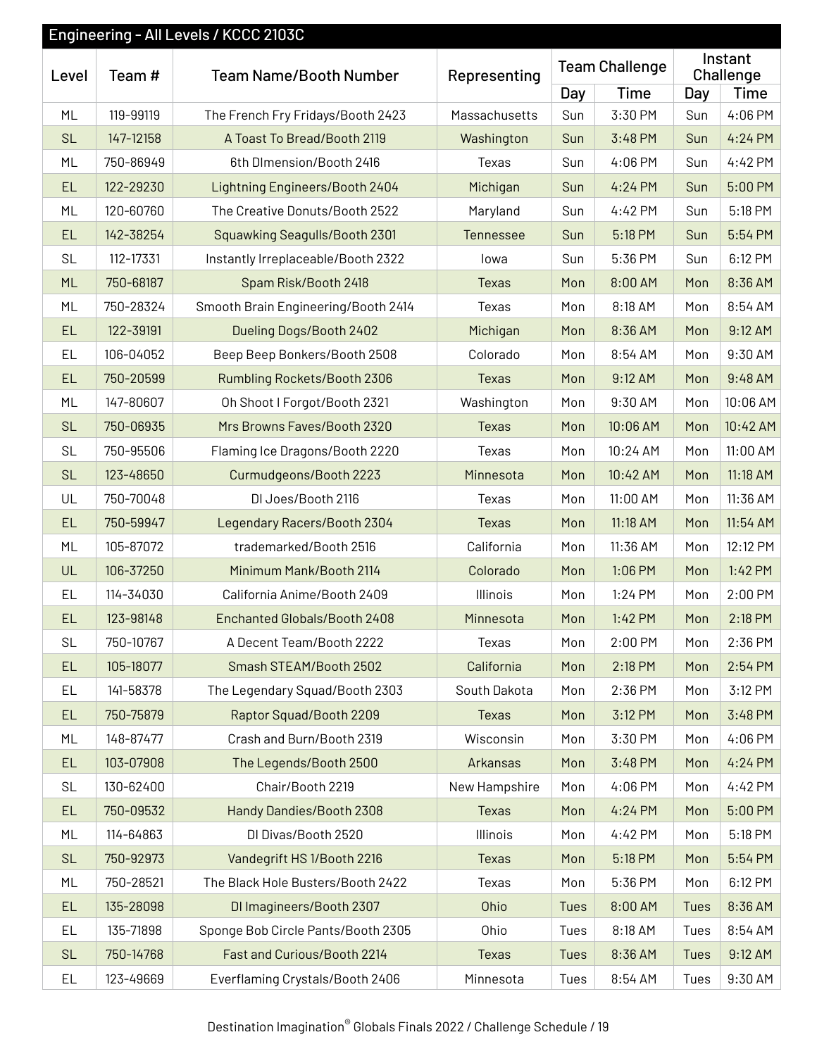## Engineering - All Levels / KCCC 2103C

| Level | Team # | Team Name/Booth Number | Representing | Team Challenge | | Instant Challenge | |
|---|---|---|---|---|---|---|---|
| | | | | Day | Time | Day | Time |
| ML | 119-99119 | The French Fry Fridays/Booth 2423 | Massachusetts | Sun | 3:30 PM | Sun | 4:06 PM |
| SL | 147-12158 | A Toast To Bread/Booth 2119 | Washington | Sun | 3:48 PM | Sun | 4:24 PM |
| ML | 750-86949 | 6th DImension/Booth 2416 | Texas | Sun | 4:06 PM | Sun | 4:42 PM |
| EL | 122-29230 | Lightning Engineers/Booth 2404 | Michigan | Sun | 4:24 PM | Sun | 5:00 PM |
| ML | 120-60760 | The Creative Donuts/Booth 2522 | Maryland | Sun | 4:42 PM | Sun | 5:18 PM |
| EL | 142-38254 | Squawking Seagulls/Booth 2301 | Tennessee | Sun | 5:18 PM | Sun | 5:54 PM |
| SL | 112-17331 | Instantly Irreplaceable/Booth 2322 | Iowa | Sun | 5:36 PM | Sun | 6:12 PM |
| ML | 750-68187 | Spam Risk/Booth 2418 | Texas | Mon | 8:00 AM | Mon | 8:36 AM |
| ML | 750-28324 | Smooth Brain Engineering/Booth 2414 | Texas | Mon | 8:18 AM | Mon | 8:54 AM |
| EL | 122-39191 | Dueling Dogs/Booth 2402 | Michigan | Mon | 8:36 AM | Mon | 9:12 AM |
| EL | 106-04052 | Beep Beep Bonkers/Booth 2508 | Colorado | Mon | 8:54 AM | Mon | 9:30 AM |
| EL | 750-20599 | Rumbling Rockets/Booth 2306 | Texas | Mon | 9:12 AM | Mon | 9:48 AM |
| ML | 147-80607 | Oh Shoot I Forgot/Booth 2321 | Washington | Mon | 9:30 AM | Mon | 10:06 AM |
| SL | 750-06935 | Mrs Browns Faves/Booth 2320 | Texas | Mon | 10:06 AM | Mon | 10:42 AM |
| SL | 750-95506 | Flaming Ice Dragons/Booth 2220 | Texas | Mon | 10:24 AM | Mon | 11:00 AM |
| SL | 123-48650 | Curmudgeons/Booth 2223 | Minnesota | Mon | 10:42 AM | Mon | 11:18 AM |
| UL | 750-70048 | DI Joes/Booth 2116 | Texas | Mon | 11:00 AM | Mon | 11:36 AM |
| EL | 750-59947 | Legendary Racers/Booth 2304 | Texas | Mon | 11:18 AM | Mon | 11:54 AM |
| ML | 105-87072 | trademarked/Booth 2516 | California | Mon | 11:36 AM | Mon | 12:12 PM |
| UL | 106-37250 | Minimum Mank/Booth 2114 | Colorado | Mon | 1:06 PM | Mon | 1:42 PM |
| EL | 114-34030 | California Anime/Booth 2409 | Illinois | Mon | 1:24 PM | Mon | 2:00 PM |
| EL | 123-98148 | Enchanted Globals/Booth 2408 | Minnesota | Mon | 1:42 PM | Mon | 2:18 PM |
| SL | 750-10767 | A Decent Team/Booth 2222 | Texas | Mon | 2:00 PM | Mon | 2:36 PM |
| EL | 105-18077 | Smash STEAM/Booth 2502 | California | Mon | 2:18 PM | Mon | 2:54 PM |
| EL | 141-58378 | The Legendary Squad/Booth 2303 | South Dakota | Mon | 2:36 PM | Mon | 3:12 PM |
| EL | 750-75879 | Raptor Squad/Booth 2209 | Texas | Mon | 3:12 PM | Mon | 3:48 PM |
| ML | 148-87477 | Crash and Burn/Booth 2319 | Wisconsin | Mon | 3:30 PM | Mon | 4:06 PM |
| EL | 103-07908 | The Legends/Booth 2500 | Arkansas | Mon | 3:48 PM | Mon | 4:24 PM |
| SL | 130-62400 | Chair/Booth 2219 | New Hampshire | Mon | 4:06 PM | Mon | 4:42 PM |
| EL | 750-09532 | Handy Dandies/Booth 2308 | Texas | Mon | 4:24 PM | Mon | 5:00 PM |
| ML | 114-64863 | DI Divas/Booth 2520 | Illinois | Mon | 4:42 PM | Mon | 5:18 PM |
| SL | 750-92973 | Vandegrift HS 1/Booth 2216 | Texas | Mon | 5:18 PM | Mon | 5:54 PM |
| ML | 750-28521 | The Black Hole Busters/Booth 2422 | Texas | Mon | 5:36 PM | Mon | 6:12 PM |
| EL | 135-28098 | DI Imagineers/Booth 2307 | Ohio | Tues | 8:00 AM | Tues | 8:36 AM |
| EL | 135-71898 | Sponge Bob Circle Pants/Booth 2305 | Ohio | Tues | 8:18 AM | Tues | 8:54 AM |
| SL | 750-14768 | Fast and Curious/Booth 2214 | Texas | Tues | 8:36 AM | Tues | 9:12 AM |
| EL | 123-49669 | Everflaming Crystals/Booth 2406 | Minnesota | Tues | 8:54 AM | Tues | 9:30 AM |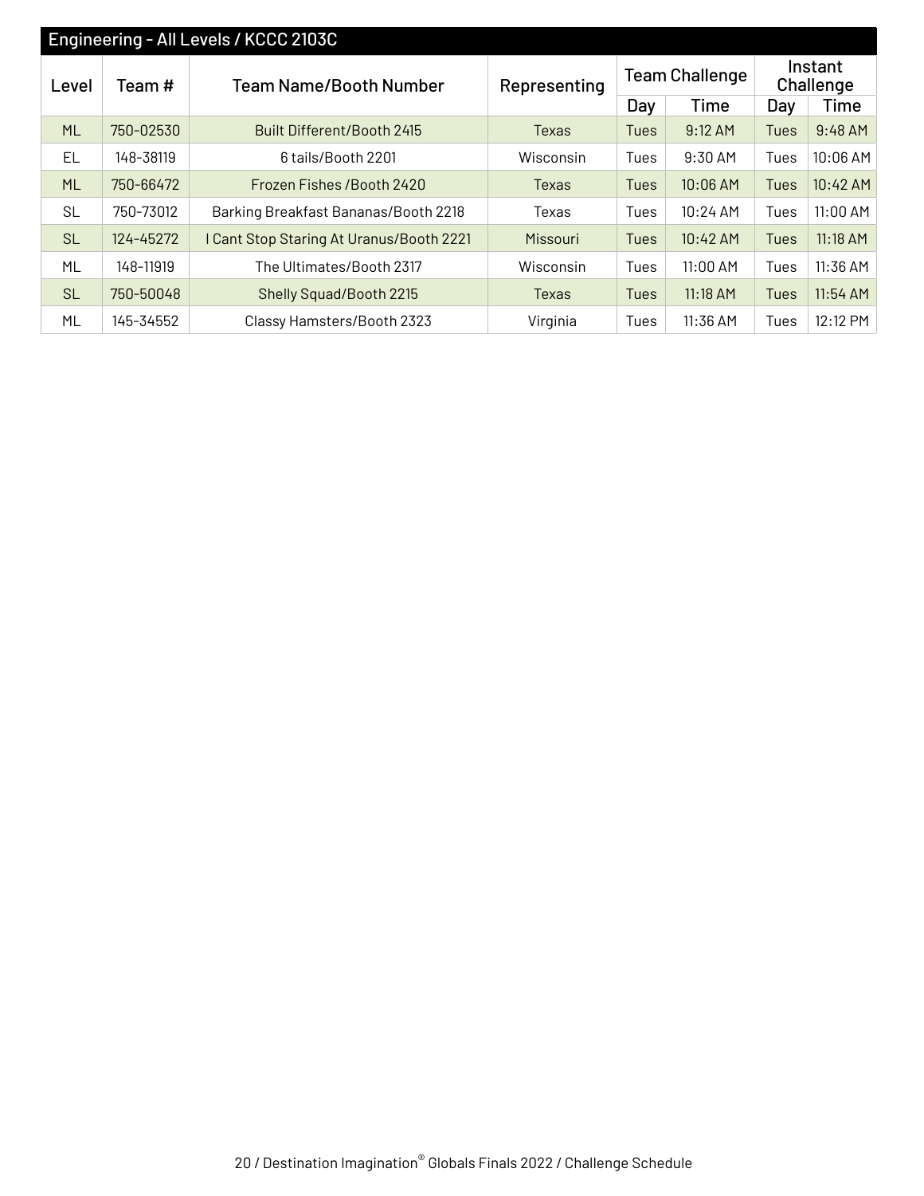## Engineering - All Levels / KCCC 2103C

| Level | Team # | Team Name/Booth Number | Representing | Team Challenge | | Instant Challenge | |
|---|---|---|---|---|---|---|---|
| | | | | Day | Time | Day | Time |
| ML | 750-02530 | Built Different/Booth 2415 | Texas | Tues | 9:12 AM | Tues | 9:48 AM |
| EL | 148-38119 | 6 tails/Booth 2201 | Wisconsin | Tues | 9:30 AM | Tues | 10:06 AM |
| ML | 750-66472 | Frozen Fishes /Booth 2420 | Texas | Tues | 10:06 AM | Tues | 10:42 AM |
| SL | 750-73012 | Barking Breakfast Bananas/Booth 2218 | Texas | Tues | 10:24 AM | Tues | 11:00 AM |
| SL | 124-45272 | I Cant Stop Staring At Uranus/Booth 2221 | Missouri | Tues | 10:42 AM | Tues | 11:18 AM |
| ML | 148-11919 | The Ultimates/Booth 2317 | Wisconsin | Tues | 11:00 AM | Tues | 11:36 AM |
| SL | 750-50048 | Shelly Squad/Booth 2215 | Texas | Tues | 11:18 AM | Tues | 11:54 AM |
| ML | 145-34552 | Classy Hamsters/Booth 2323 | Virginia | Tues | 11:36 AM | Tues | 12:12 PM |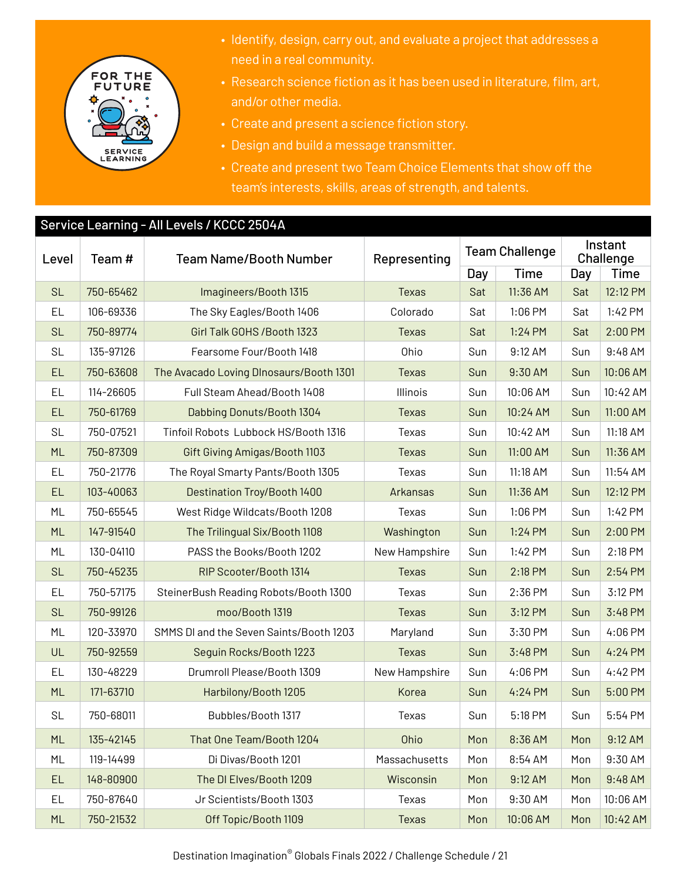FOR THE FUTURE

SERVICE LEARNING

- Identify, design, carry out, and evaluate a project that addresses a need in a real community.
- Research science fiction as it has been used in literature, film, art, and/or other media.
- Create and present a science fiction story.
- Design and build a message transmitter.
- Create and present two Team Choice Elements that show off the team's interests, skills, areas of strength, and talents.

## Service Learning - All Levels / KCCC 2504A

| Level | Team # | Team Name/Booth Number | Representing | Team Challenge | | Instant Challenge | |
|---|---|---|---|---|---|---|---|
| | | | | Day | Time | Day | Time |
| SL | 750-65462 | Imagineers/Booth 1315 | Texas | Sat | 11:36 AM | Sat | 12:12 PM |
| EL | 106-69336 | The Sky Eagles/Booth 1406 | Colorado | Sat | 1:06 PM | Sat | 1:42 PM |
| SL | 750-89774 | Girl Talk GOHS /Booth 1323 | Texas | Sat | 1:24 PM | Sat | 2:00 PM |
| SL | 135-97126 | Fearsome Four/Booth 1418 | Ohio | Sun | 9:12 AM | Sun | 9:48 AM |
| EL | 750-63608 | The Avacado Loving DInosaurs/Booth 1301 | Texas | Sun | 9:30 AM | Sun | 10:06 AM |
| EL | 114-26605 | Full Steam Ahead/Booth 1408 | Illinois | Sun | 10:06 AM | Sun | 10:42 AM |
| EL | 750-61769 | Dabbing Donuts/Booth 1304 | Texas | Sun | 10:24 AM | Sun | 11:00 AM |
| SL | 750-07521 | Tinfoil Robots Lubbock HS/Booth 1316 | Texas | Sun | 10:42 AM | Sun | 11:18 AM |
| ML | 750-87309 | Gift Giving Amigas/Booth 1103 | Texas | Sun | 11:00 AM | Sun | 11:36 AM |
| EL | 750-21776 | The Royal Smarty Pants/Booth 1305 | Texas | Sun | 11:18 AM | Sun | 11:54 AM |
| EL | 103-40063 | Destination Troy/Booth 1400 | Arkansas | Sun | 11:36 AM | Sun | 12:12 PM |
| ML | 750-65545 | West Ridge Wildcats/Booth 1208 | Texas | Sun | 1:06 PM | Sun | 1:42 PM |
| ML | 147-91540 | The Trilingual Six/Booth 1108 | Washington | Sun | 1:24 PM | Sun | 2:00 PM |
| ML | 130-04110 | PASS the Books/Booth 1202 | New Hampshire | Sun | 1:42 PM | Sun | 2:18 PM |
| SL | 750-45235 | RIP Scooter/Booth 1314 | Texas | Sun | 2:18 PM | Sun | 2:54 PM |
| EL | 750-57175 | SteinerBush Reading Robots/Booth 1300 | Texas | Sun | 2:36 PM | Sun | 3:12 PM |
| SL | 750-99126 | moo/Booth 1319 | Texas | Sun | 3:12 PM | Sun | 3:48 PM |
| ML | 120-33970 | SMMS DI and the Seven Saints/Booth 1203 | Maryland | Sun | 3:30 PM | Sun | 4:06 PM |
| UL | 750-92559 | Seguin Rocks/Booth 1223 | Texas | Sun | 3:48 PM | Sun | 4:24 PM |
| EL | 130-48229 | Drumroll Please/Booth 1309 | New Hampshire | Sun | 4:06 PM | Sun | 4:42 PM |
| ML | 171-63710 | Harbilony/Booth 1205 | Korea | Sun | 4:24 PM | Sun | 5:00 PM |
| SL | 750-68011 | Bubbles/Booth 1317 | Texas | Sun | 5:18 PM | Sun | 5:54 PM |
| ML | 135-42145 | That One Team/Booth 1204 | Ohio | Mon | 8:36 AM | Mon | 9:12 AM |
| ML | 119-14499 | Di Divas/Booth 1201 | Massachusetts | Mon | 8:54 AM | Mon | 9:30 AM |
| EL | 148-80900 | The DI Elves/Booth 1209 | Wisconsin | Mon | 9:12 AM | Mon | 9:48 AM |
| EL | 750-87640 | Jr Scientists/Booth 1303 | Texas | Mon | 9:30 AM | Mon | 10:06 AM |
| ML | 750-21532 | Off Topic/Booth 1109 | Texas | Mon | 10:06 AM | Mon | 10:42 AM |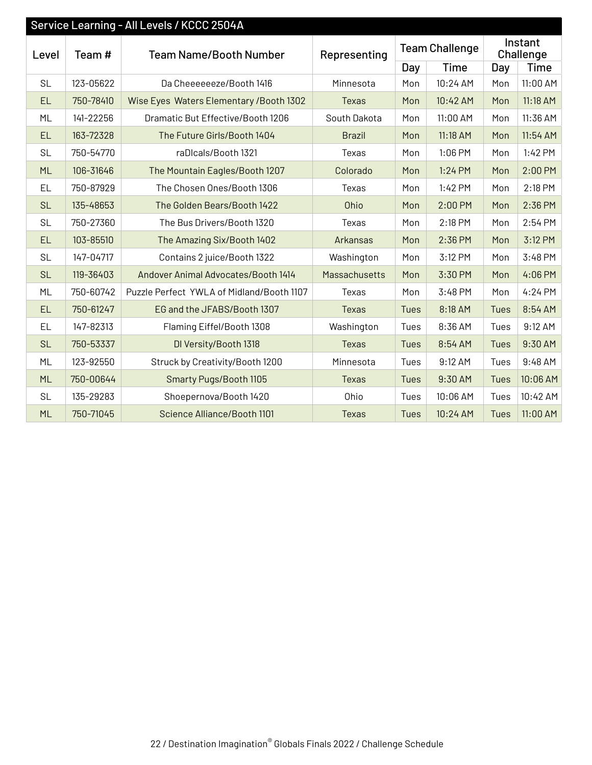## Service Learning - All Levels / KCCC 2504A

| Level | Team # | Team Name/Booth Number | Representing | Team Challenge | | Instant Challenge | |
|---|---|---|---|---|---|---|---|
| | | | | Day | Time | Day | Time |
| SL | 123-05622 | Da Cheeeeeeze/Booth 1416 | Minnesota | Mon | 10:24 AM | Mon | 11:00 AM |
| EL | 750-78410 | Wise Eyes Waters Elementary /Booth 1302 | Texas | Mon | 10:42 AM | Mon | 11:18 AM |
| ML | 141-22256 | Dramatic But Effective/Booth 1206 | South Dakota | Mon | 11:00 AM | Mon | 11:36 AM |
| EL | 163-72328 | The Future Girls/Booth 1404 | Brazil | Mon | 11:18 AM | Mon | 11:54 AM |
| SL | 750-54770 | raDIcals/Booth 1321 | Texas | Mon | 1:06 PM | Mon | 1:42 PM |
| ML | 106-31646 | The Mountain Eagles/Booth 1207 | Colorado | Mon | 1:24 PM | Mon | 2:00 PM |
| EL | 750-87929 | The Chosen Ones/Booth 1306 | Texas | Mon | 1:42 PM | Mon | 2:18 PM |
| SL | 135-48653 | The Golden Bears/Booth 1422 | Ohio | Mon | 2:00 PM | Mon | 2:36 PM |
| SL | 750-27360 | The Bus Drivers/Booth 1320 | Texas | Mon | 2:18 PM | Mon | 2:54 PM |
| EL | 103-85510 | The Amazing Six/Booth 1402 | Arkansas | Mon | 2:36 PM | Mon | 3:12 PM |
| SL | 147-04717 | Contains 2 juice/Booth 1322 | Washington | Mon | 3:12 PM | Mon | 3:48 PM |
| SL | 119-36403 | Andover Animal Advocates/Booth 1414 | Massachusetts | Mon | 3:30 PM | Mon | 4:06 PM |
| ML | 750-60742 | Puzzle Perfect YWLA of Midland/Booth 1107 | Texas | Mon | 3:48 PM | Mon | 4:24 PM |
| EL | 750-61247 | EG and the JFABS/Booth 1307 | Texas | Tues | 8:18 AM | Tues | 8:54 AM |
| EL | 147-82313 | Flaming Eiffel/Booth 1308 | Washington | Tues | 8:36 AM | Tues | 9:12 AM |
| SL | 750-53337 | DI Versity/Booth 1318 | Texas | Tues | 8:54 AM | Tues | 9:30 AM |
| ML | 123-92550 | Struck by Creativity/Booth 1200 | Minnesota | Tues | 9:12 AM | Tues | 9:48 AM |
| ML | 750-00644 | Smarty Pugs/Booth 1105 | Texas | Tues | 9:30 AM | Tues | 10:06 AM |
| SL | 135-29283 | Shoepernova/Booth 1420 | Ohio | Tues | 10:06 AM | Tues | 10:42 AM |
| ML | 750-71045 | Science Alliance/Booth 1101 | Texas | Tues | 10:24 AM | Tues | 11:00 AM |